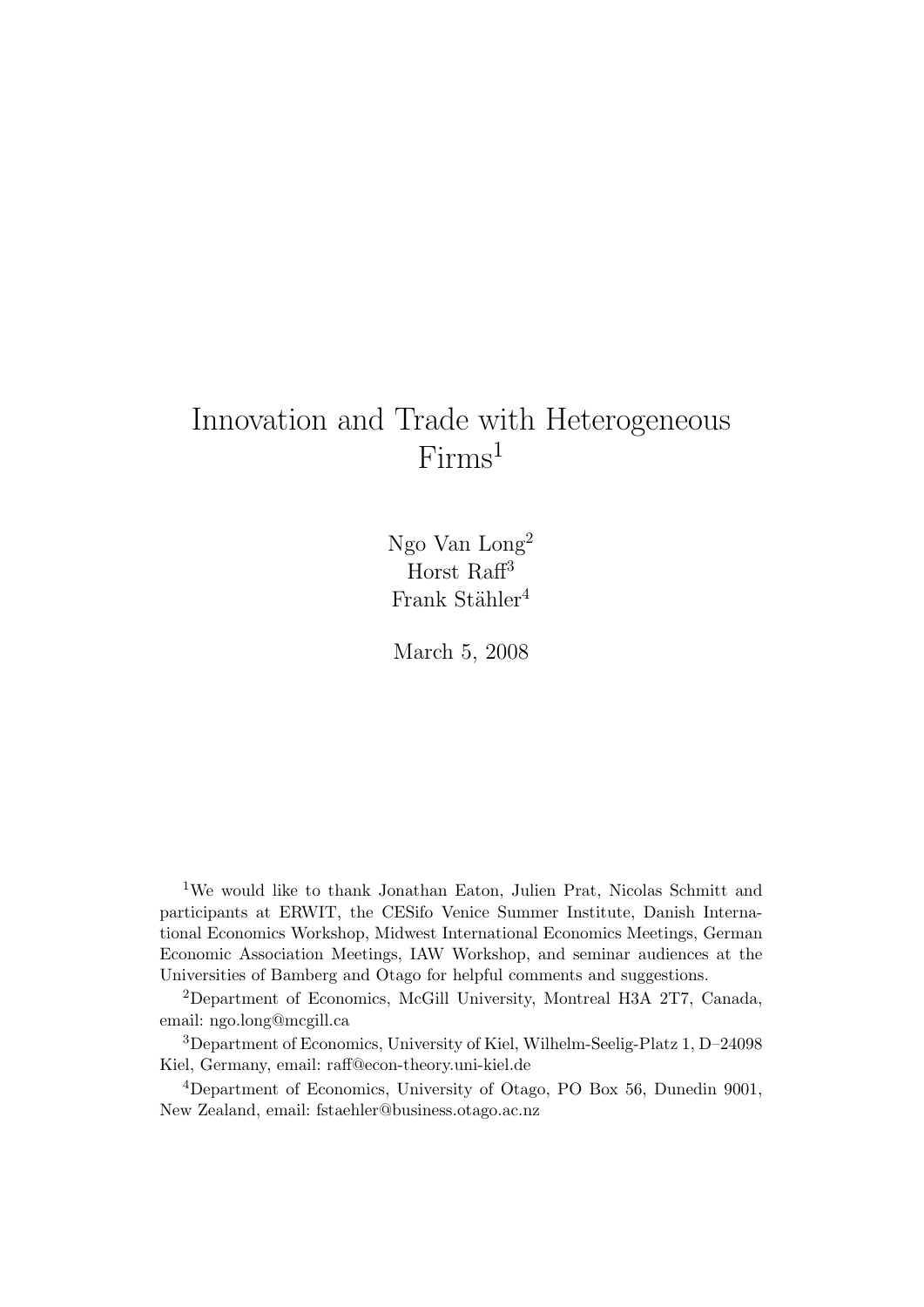# Innovation and Trade with Heterogeneous Firms[1]

Ngo Van Long[2]
Horst Raff[3]
Frank Stähler[4]

March 5, 2008

[1]We would like to thank Jonathan Eaton, Julien Prat, Nicolas Schmitt and participants at ERWIT, the CESifo Venice Summer Institute, Danish International Economics Workshop, Midwest International Economics Meetings, German Economic Association Meetings, IAW Workshop, and seminar audiences at the Universities of Bamberg and Otago for helpful comments and suggestions.

[2]Department of Economics, McGill University, Montreal H3A 2T7, Canada, email: ngo.long@mcgill.ca

[3]Department of Economics, University of Kiel, Wilhelm-Seelig-Platz 1, D–24098 Kiel, Germany, email: raff@econ-theory.uni-kiel.de

[4]Department of Economics, University of Otago, PO Box 56, Dunedin 9001, New Zealand, email: fstaehler@business.otago.ac.nz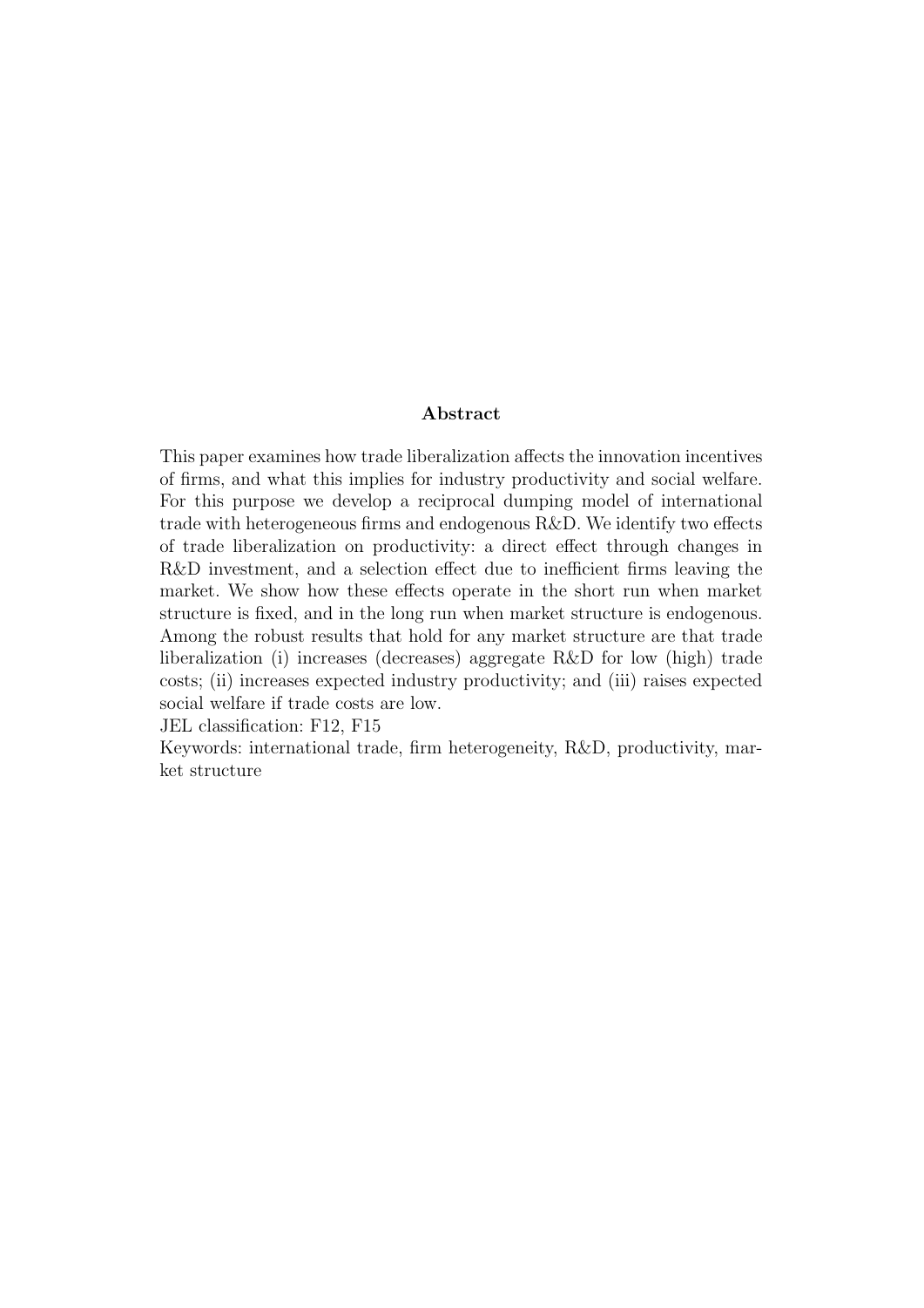## Abstract

This paper examines how trade liberalization affects the innovation incentives of firms, and what this implies for industry productivity and social welfare. For this purpose we develop a reciprocal dumping model of international trade with heterogeneous firms and endogenous R&D. We identify two effects of trade liberalization on productivity: a direct effect through changes in R&D investment, and a selection effect due to inefficient firms leaving the market. We show how these effects operate in the short run when market structure is fixed, and in the long run when market structure is endogenous. Among the robust results that hold for any market structure are that trade liberalization (i) increases (decreases) aggregate R&D for low (high) trade costs; (ii) increases expected industry productivity; and (iii) raises expected social welfare if trade costs are low.

JEL classification: F12, F15

Keywords: international trade, firm heterogeneity, R&D, productivity, market structure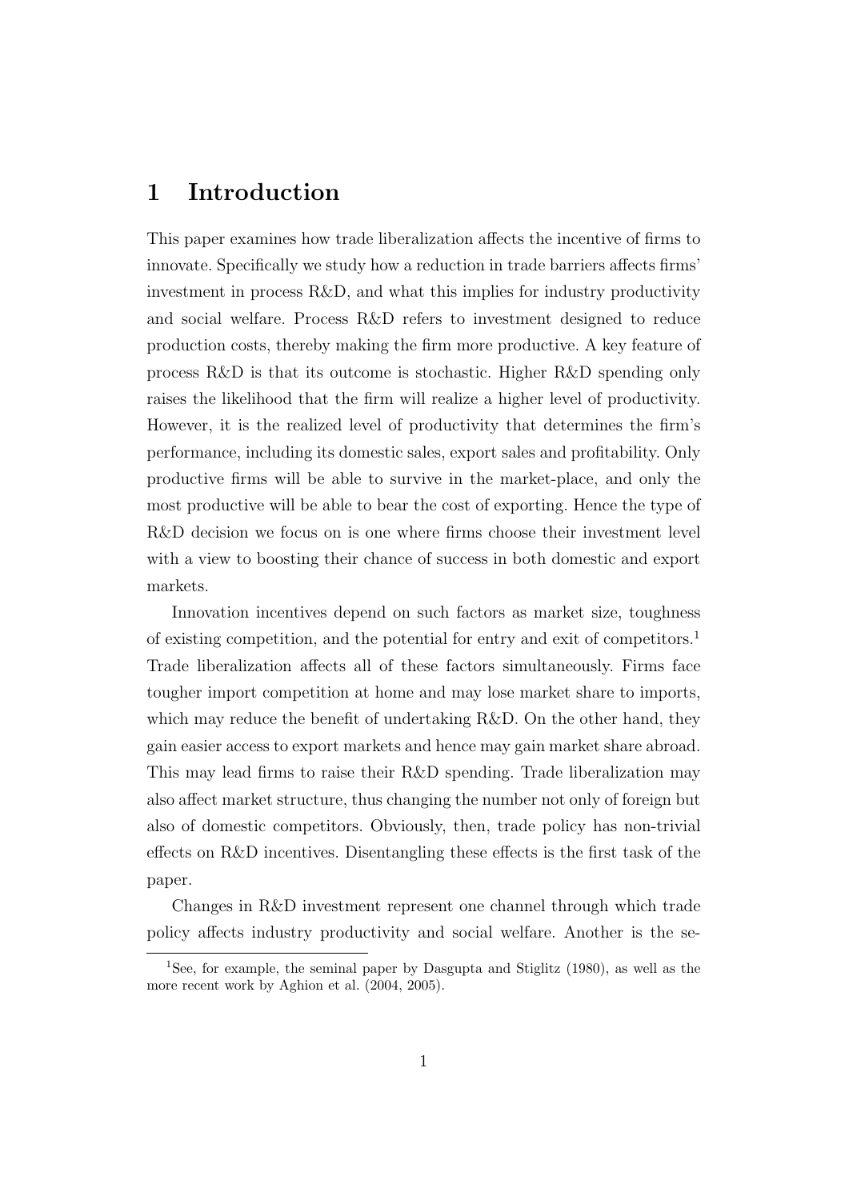# 1 Introduction

This paper examines how trade liberalization affects the incentive of firms to innovate. Specifically we study how a reduction in trade barriers affects firms' investment in process R&D, and what this implies for industry productivity and social welfare. Process R&D refers to investment designed to reduce production costs, thereby making the firm more productive. A key feature of process R&D is that its outcome is stochastic. Higher R&D spending only raises the likelihood that the firm will realize a higher level of productivity. However, it is the realized level of productivity that determines the firm's performance, including its domestic sales, export sales and profitability. Only productive firms will be able to survive in the market-place, and only the most productive will be able to bear the cost of exporting. Hence the type of R&D decision we focus on is one where firms choose their investment level with a view to boosting their chance of success in both domestic and export markets.

Innovation incentives depend on such factors as market size, toughness of existing competition, and the potential for entry and exit of competitors.[1] Trade liberalization affects all of these factors simultaneously. Firms face tougher import competition at home and may lose market share to imports, which may reduce the benefit of undertaking R&D. On the other hand, they gain easier access to export markets and hence may gain market share abroad. This may lead firms to raise their R&D spending. Trade liberalization may also affect market structure, thus changing the number not only of foreign but also of domestic competitors. Obviously, then, trade policy has non-trivial effects on R&D incentives. Disentangling these effects is the first task of the paper.

Changes in R&D investment represent one channel through which trade policy affects industry productivity and social welfare. Another is the se-

[1] See, for example, the seminal paper by Dasgupta and Stiglitz (1980), as well as the more recent work by Aghion et al. (2004, 2005).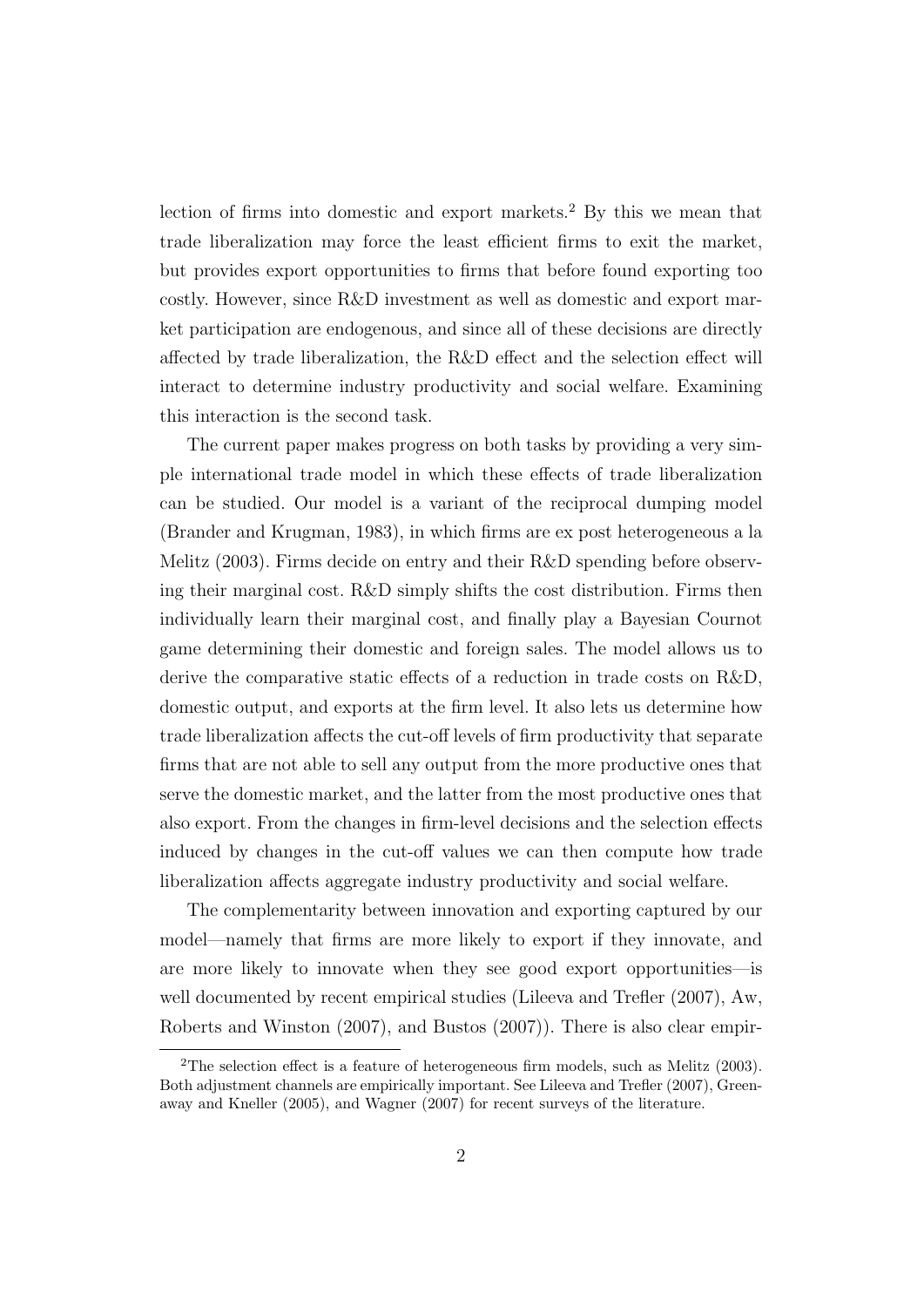lection of firms into domestic and export markets.[2] By this we mean that trade liberalization may force the least efficient firms to exit the market, but provides export opportunities to firms that before found exporting too costly. However, since R&D investment as well as domestic and export market participation are endogenous, and since all of these decisions are directly affected by trade liberalization, the R&D effect and the selection effect will interact to determine industry productivity and social welfare. Examining this interaction is the second task.

The current paper makes progress on both tasks by providing a very simple international trade model in which these effects of trade liberalization can be studied. Our model is a variant of the reciprocal dumping model (Brander and Krugman, 1983), in which firms are ex post heterogeneous a la Melitz (2003). Firms decide on entry and their R&D spending before observing their marginal cost. R&D simply shifts the cost distribution. Firms then individually learn their marginal cost, and finally play a Bayesian Cournot game determining their domestic and foreign sales. The model allows us to derive the comparative static effects of a reduction in trade costs on R&D, domestic output, and exports at the firm level. It also lets us determine how trade liberalization affects the cut-off levels of firm productivity that separate firms that are not able to sell any output from the more productive ones that serve the domestic market, and the latter from the most productive ones that also export. From the changes in firm-level decisions and the selection effects induced by changes in the cut-off values we can then compute how trade liberalization affects aggregate industry productivity and social welfare.

The complementarity between innovation and exporting captured by our model—namely that firms are more likely to export if they innovate, and are more likely to innovate when they see good export opportunities—is well documented by recent empirical studies (Lileeva and Trefler (2007), Aw, Roberts and Winston (2007), and Bustos (2007)). There is also clear empir-

[2] The selection effect is a feature of heterogeneous firm models, such as Melitz (2003). Both adjustment channels are empirically important. See Lileeva and Trefler (2007), Greenaway and Kneller (2005), and Wagner (2007) for recent surveys of the literature.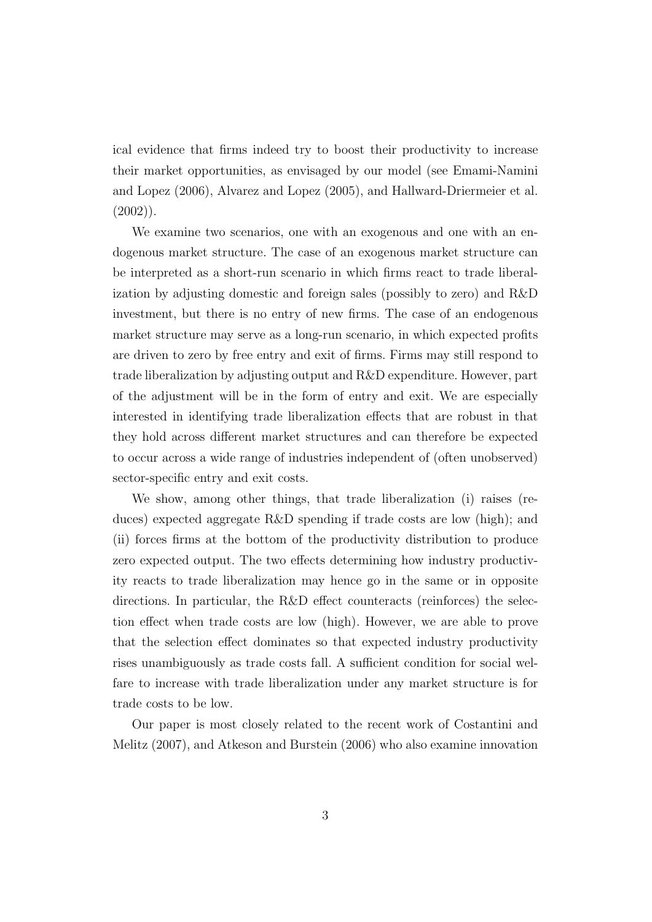ical evidence that firms indeed try to boost their productivity to increase their market opportunities, as envisaged by our model (see Emami-Namini and Lopez (2006), Alvarez and Lopez (2005), and Hallward-Driermeier et al. (2002)).

We examine two scenarios, one with an exogenous and one with an endogenous market structure. The case of an exogenous market structure can be interpreted as a short-run scenario in which firms react to trade liberalization by adjusting domestic and foreign sales (possibly to zero) and R&D investment, but there is no entry of new firms. The case of an endogenous market structure may serve as a long-run scenario, in which expected profits are driven to zero by free entry and exit of firms. Firms may still respond to trade liberalization by adjusting output and R&D expenditure. However, part of the adjustment will be in the form of entry and exit. We are especially interested in identifying trade liberalization effects that are robust in that they hold across different market structures and can therefore be expected to occur across a wide range of industries independent of (often unobserved) sector-specific entry and exit costs.

We show, among other things, that trade liberalization (i) raises (reduces) expected aggregate R&D spending if trade costs are low (high); and (ii) forces firms at the bottom of the productivity distribution to produce zero expected output. The two effects determining how industry productivity reacts to trade liberalization may hence go in the same or in opposite directions. In particular, the R&D effect counteracts (reinforces) the selection effect when trade costs are low (high). However, we are able to prove that the selection effect dominates so that expected industry productivity rises unambiguously as trade costs fall. A sufficient condition for social welfare to increase with trade liberalization under any market structure is for trade costs to be low.

Our paper is most closely related to the recent work of Costantini and Melitz (2007), and Atkeson and Burstein (2006) who also examine innovation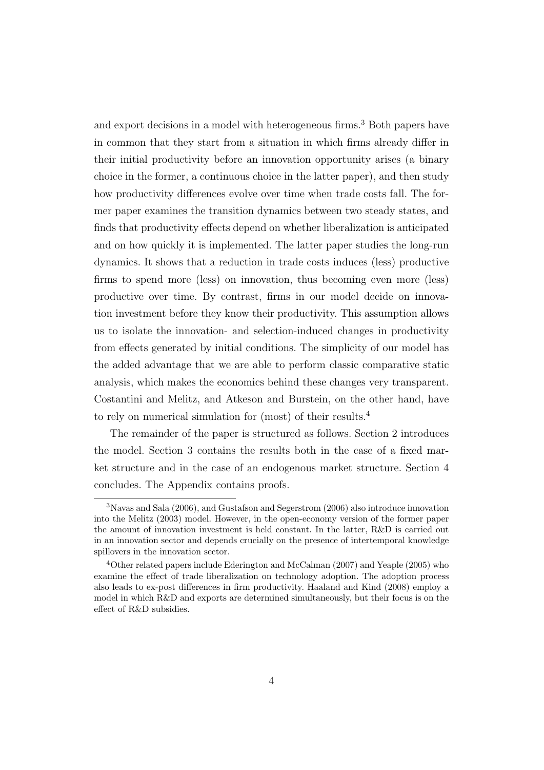and export decisions in a model with heterogeneous firms.[3] Both papers have in common that they start from a situation in which firms already differ in their initial productivity before an innovation opportunity arises (a binary choice in the former, a continuous choice in the latter paper), and then study how productivity differences evolve over time when trade costs fall. The former paper examines the transition dynamics between two steady states, and finds that productivity effects depend on whether liberalization is anticipated and on how quickly it is implemented. The latter paper studies the long-run dynamics. It shows that a reduction in trade costs induces (less) productive firms to spend more (less) on innovation, thus becoming even more (less) productive over time. By contrast, firms in our model decide on innovation investment before they know their productivity. This assumption allows us to isolate the innovation- and selection-induced changes in productivity from effects generated by initial conditions. The simplicity of our model has the added advantage that we are able to perform classic comparative static analysis, which makes the economics behind these changes very transparent. Costantini and Melitz, and Atkeson and Burstein, on the other hand, have to rely on numerical simulation for (most) of their results.[4]

The remainder of the paper is structured as follows. Section 2 introduces the model. Section 3 contains the results both in the case of a fixed market structure and in the case of an endogenous market structure. Section 4 concludes. The Appendix contains proofs.

---

[3] Navas and Sala (2006), and Gustafson and Segerstrom (2006) also introduce innovation into the Melitz (2003) model. However, in the open-economy version of the former paper the amount of innovation investment is held constant. In the latter, R&D is carried out in an innovation sector and depends crucially on the presence of intertemporal knowledge spillovers in the innovation sector.

[4] Other related papers include Ederington and McCalman (2007) and Yeaple (2005) who examine the effect of trade liberalization on technology adoption. The adoption process also leads to ex-post differences in firm productivity. Haaland and Kind (2008) employ a model in which R&D and exports are determined simultaneously, but their focus is on the effect of R&D subsidies.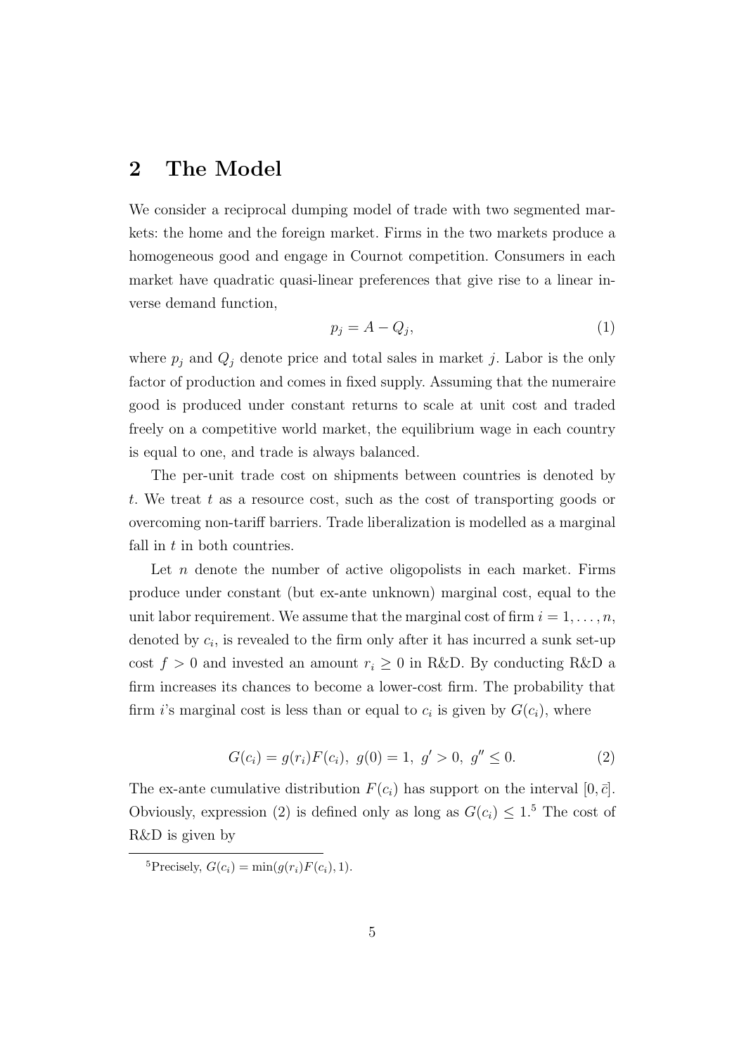## 2 The Model

We consider a reciprocal dumping model of trade with two segmented markets: the home and the foreign market. Firms in the two markets produce a homogeneous good and engage in Cournot competition. Consumers in each market have quadratic quasi-linear preferences that give rise to a linear inverse demand function,

$$p_j = A - Q_j, \tag{1}$$

where $p_j$ and $Q_j$ denote price and total sales in market $j$. Labor is the only factor of production and comes in fixed supply. Assuming that the numeraire good is produced under constant returns to scale at unit cost and traded freely on a competitive world market, the equilibrium wage in each country is equal to one, and trade is always balanced.

The per-unit trade cost on shipments between countries is denoted by $t$. We treat $t$ as a resource cost, such as the cost of transporting goods or overcoming non-tariff barriers. Trade liberalization is modelled as a marginal fall in $t$ in both countries.

Let $n$ denote the number of active oligopolists in each market. Firms produce under constant (but ex-ante unknown) marginal cost, equal to the unit labor requirement. We assume that the marginal cost of firm $i = 1, \dots, n$, denoted by $c_i$, is revealed to the firm only after it has incurred a sunk set-up cost $f > 0$ and invested an amount $r_i \geq 0$ in R&D. By conducting R&D a firm increases its chances to become a lower-cost firm. The probability that firm $i$'s marginal cost is less than or equal to $c_i$ is given by $G(c_i)$, where

$$G(c_i) = g(r_i)F(c_i), \; g(0) = 1, \; g' > 0, \; g'' \leq 0. \tag{2}$$

The ex-ante cumulative distribution $F(c_i)$ has support on the interval $[0, \bar{c}]$. Obviously, expression (2) is defined only as long as $G(c_i) \leq 1$.[5] The cost of R&D is given by

[5] Precisely, $G(c_i) = \min(g(r_i)F(c_i), 1)$.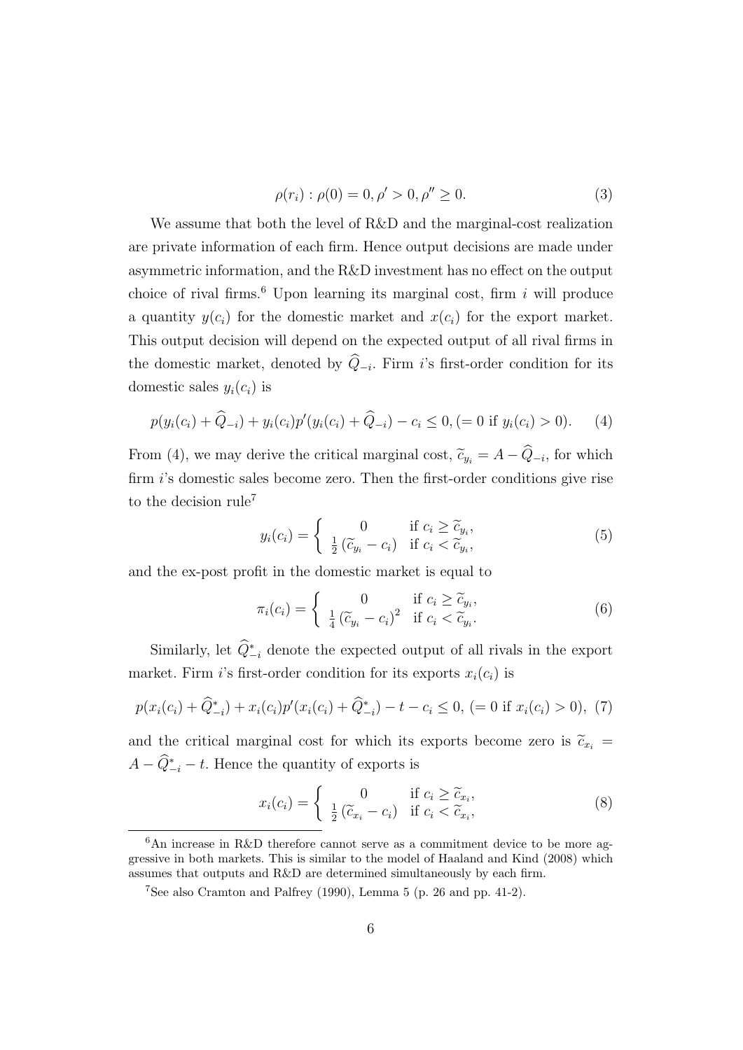$$\rho(r_i) : \rho(0) = 0, \rho' > 0, \rho'' \geq 0. \tag{3}$$

We assume that both the level of R&D and the marginal-cost realization are private information of each firm. Hence output decisions are made under asymmetric information, and the R&D investment has no effect on the output choice of rival firms.[6] Upon learning its marginal cost, firm $i$ will produce a quantity $y(c_i)$ for the domestic market and $x(c_i)$ for the export market. This output decision will depend on the expected output of all rival firms in the domestic market, denoted by $\widehat{Q}_{-i}$. Firm $i$'s first-order condition for its domestic sales $y_i(c_i)$ is

$$p(y_i(c_i) + \widehat{Q}_{-i}) + y_i(c_i)p'(y_i(c_i) + \widehat{Q}_{-i}) - c_i \leq 0, (= 0 \text{ if } y_i(c_i) > 0). \tag{4}$$

From (4), we may derive the critical marginal cost, $\widetilde{c}_{y_i} = A - \widehat{Q}_{-i}$, for which firm $i$'s domestic sales become zero. Then the first-order conditions give rise to the decision rule[7]

$$y_i(c_i) = \begin{cases} 0 & \text{if } c_i \geq \widetilde{c}_{y_i}, \\ \frac{1}{2}\left(\widetilde{c}_{y_i} - c_i\right) & \text{if } c_i < \widetilde{c}_{y_i}, \end{cases} \tag{5}$$

and the ex-post profit in the domestic market is equal to

$$\pi_i(c_i) = \begin{cases} 0 & \text{if } c_i \geq \widetilde{c}_{y_i}, \\ \frac{1}{4}\left(\widetilde{c}_{y_i} - c_i\right)^2 & \text{if } c_i < \widetilde{c}_{y_i}. \end{cases} \tag{6}$$

Similarly, let $\widehat{Q}^*_{-i}$ denote the expected output of all rivals in the export market. Firm $i$'s first-order condition for its exports $x_i(c_i)$ is

$$p(x_i(c_i) + \widehat{Q}^*_{-i}) + x_i(c_i)p'(x_i(c_i) + \widehat{Q}^*_{-i}) - t - c_i \leq 0, (= 0 \text{ if } x_i(c_i) > 0), \tag{7}$$

and the critical marginal cost for which its exports become zero is $\widetilde{c}_{x_i} = A - \widehat{Q}^*_{-i} - t$. Hence the quantity of exports is

$$x_i(c_i) = \begin{cases} 0 & \text{if } c_i \geq \widetilde{c}_{x_i}, \\ \frac{1}{2}\left(\widetilde{c}_{x_i} - c_i\right) & \text{if } c_i < \widetilde{c}_{x_i}, \end{cases} \tag{8}$$

---

[6] An increase in R&D therefore cannot serve as a commitment device to be more aggressive in both markets. This is similar to the model of Haaland and Kind (2008) which assumes that outputs and R&D are determined simultaneously by each firm.

[7] See also Cramton and Palfrey (1990), Lemma 5 (p. 26 and pp. 41-2).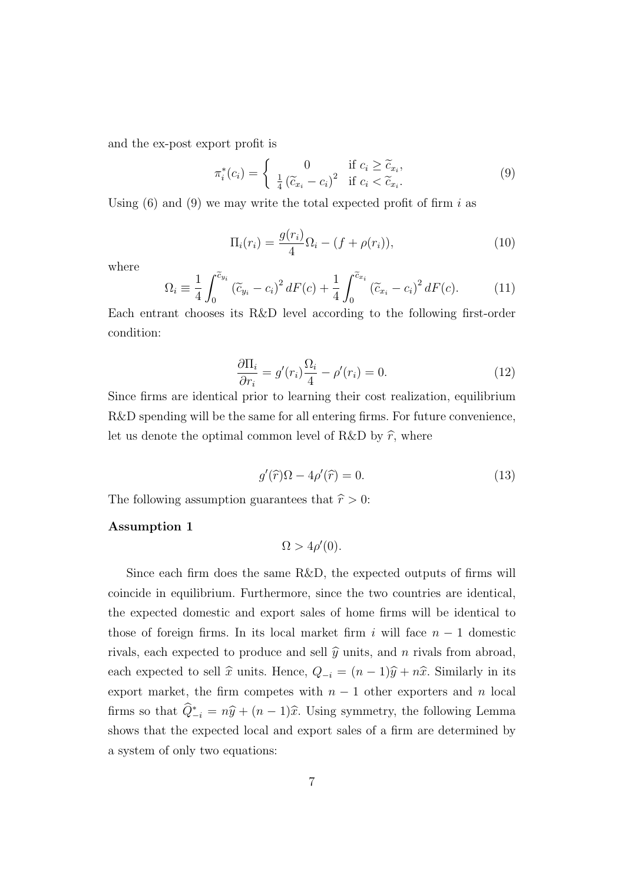and the ex-post export profit is

$$\pi_i^*(c_i) = \left\{ \begin{array}{cl} 0 & \text{if } c_i \geq \widetilde{c}_{x_i}, \\ \frac{1}{4}\left(\widetilde{c}_{x_i} - c_i\right)^2 & \text{if } c_i < \widetilde{c}_{x_i}. \end{array} \right. \tag{9}$$

Using (6) and (9) we may write the total expected profit of firm $i$ as

$$\Pi_i(r_i) = \frac{g(r_i)}{4}\Omega_i - (f + \rho(r_i)), \tag{10}$$

where

$$\Omega_i \equiv \frac{1}{4}\int_0^{\widetilde{c}_{y_i}} \left(\widetilde{c}_{y_i} - c_i\right)^2 dF(c) + \frac{1}{4}\int_0^{\widetilde{c}_{x_i}} \left(\widetilde{c}_{x_i} - c_i\right)^2 dF(c). \tag{11}$$

Each entrant chooses its R&D level according to the following first-order condition:

$$\frac{\partial \Pi_i}{\partial r_i} = g'(r_i)\frac{\Omega_i}{4} - \rho'(r_i) = 0. \tag{12}$$

Since firms are identical prior to learning their cost realization, equilibrium R&D spending will be the same for all entering firms. For future convenience, let us denote the optimal common level of R&D by $\widehat{r}$, where

$$g'(\widehat{r})\Omega - 4\rho'(\widehat{r}) = 0. \tag{13}$$

The following assumption guarantees that $\widehat{r} > 0$:

**Assumption 1**

$$\Omega > 4\rho'(0).$$

Since each firm does the same R&D, the expected outputs of firms will coincide in equilibrium. Furthermore, since the two countries are identical, the expected domestic and export sales of home firms will be identical to those of foreign firms. In its local market firm $i$ will face $n-1$ domestic rivals, each expected to produce and sell $\widehat{y}$ units, and $n$ rivals from abroad, each expected to sell $\widehat{x}$ units. Hence, $Q_{-i} = (n-1)\widehat{y} + n\widehat{x}$. Similarly in its export market, the firm competes with $n-1$ other exporters and $n$ local firms so that $\widehat{Q}^*_{-i} = n\widehat{y} + (n-1)\widehat{x}$. Using symmetry, the following Lemma shows that the expected local and export sales of a firm are determined by a system of only two equations: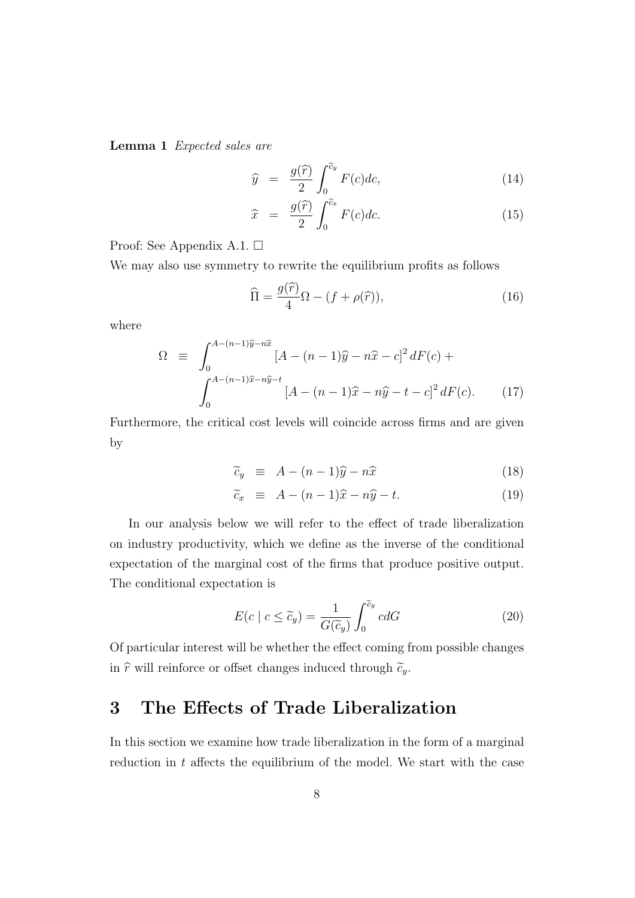**Lemma 1** *Expected sales are*

$$
\begin{aligned}
\widehat{y} &= \frac{g(\widehat{r})}{2} \int_0^{\widetilde{c}_y} F(c)dc, &(14)\\
\widehat{x} &= \frac{g(\widehat{r})}{2} \int_0^{\widetilde{c}_x} F(c)dc. &(15)
\end{aligned}
$$

Proof: See Appendix A.1. □

We may also use symmetry to rewrite the equilibrium profits as follows

$$
\widehat{\Pi} = \frac{g(\widehat{r})}{4}\Omega - (f + \rho(\widehat{r})), \tag{16}
$$

where

$$
\begin{aligned}
\Omega \equiv & \int_0^{A-(n-1)\widehat{y}-n\widehat{x}} \left[A - (n-1)\widehat{y} - n\widehat{x} - c\right]^2 dF(c) + \\
& \int_0^{A-(n-1)\widehat{x}-n\widehat{y}-t} \left[A - (n-1)\widehat{x} - n\widehat{y} - t - c\right]^2 dF(c). \qquad (17)
\end{aligned}
$$

Furthermore, the critical cost levels will coincide across firms and are given by

$$
\begin{aligned}
\widetilde{c}_y &\equiv A - (n-1)\widehat{y} - n\widehat{x} &(18)\\
\widetilde{c}_x &\equiv A - (n-1)\widehat{x} - n\widehat{y} - t. &(19)
\end{aligned}
$$

In our analysis below we will refer to the effect of trade liberalization on industry productivity, which we define as the inverse of the conditional expectation of the marginal cost of the firms that produce positive output. The conditional expectation is

$$
E(c \mid c \leq \widetilde{c}_y) = \frac{1}{G(\widetilde{c}_y)} \int_0^{\widetilde{c}_y} c dG \tag{20}
$$

Of particular interest will be whether the effect coming from possible changes in $\widehat{r}$ will reinforce or offset changes induced through $\widetilde{c}_y$.

# 3 The Effects of Trade Liberalization

In this section we examine how trade liberalization in the form of a marginal reduction in $t$ affects the equilibrium of the model. We start with the case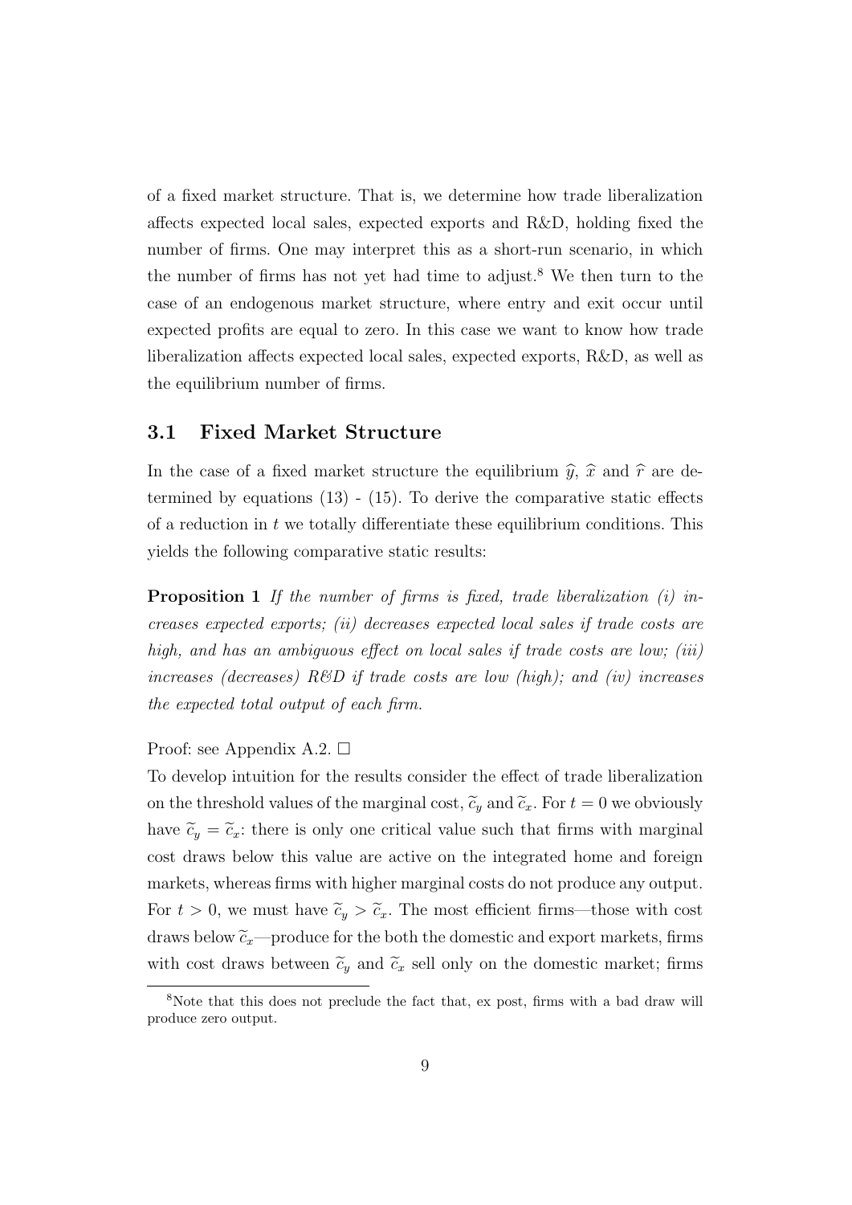of a fixed market structure. That is, we determine how trade liberalization affects expected local sales, expected exports and R&D, holding fixed the number of firms. One may interpret this as a short-run scenario, in which the number of firms has not yet had time to adjust.[8] We then turn to the case of an endogenous market structure, where entry and exit occur until expected profits are equal to zero. In this case we want to know how trade liberalization affects expected local sales, expected exports, R&D, as well as the equilibrium number of firms.

## 3.1 Fixed Market Structure

In the case of a fixed market structure the equilibrium $\widehat{y}$, $\widehat{x}$ and $\widehat{r}$ are determined by equations (13) - (15). To derive the comparative static effects of a reduction in $t$ we totally differentiate these equilibrium conditions. This yields the following comparative static results:

**Proposition 1** *If the number of firms is fixed, trade liberalization (i) increases expected exports; (ii) decreases expected local sales if trade costs are high, and has an ambiguous effect on local sales if trade costs are low; (iii) increases (decreases) R&D if trade costs are low (high); and (iv) increases the expected total output of each firm.*

Proof: see Appendix A.2. □

To develop intuition for the results consider the effect of trade liberalization on the threshold values of the marginal cost, $\widetilde{c}_y$ and $\widetilde{c}_x$. For $t = 0$ we obviously have $\widetilde{c}_y = \widetilde{c}_x$: there is only one critical value such that firms with marginal cost draws below this value are active on the integrated home and foreign markets, whereas firms with higher marginal costs do not produce any output. For $t > 0$, we must have $\widetilde{c}_y > \widetilde{c}_x$. The most efficient firms—those with cost draws below $\widetilde{c}_x$—produce for the both the domestic and export markets, firms with cost draws between $\widetilde{c}_y$ and $\widetilde{c}_x$ sell only on the domestic market; firms

[8] Note that this does not preclude the fact that, ex post, firms with a bad draw will produce zero output.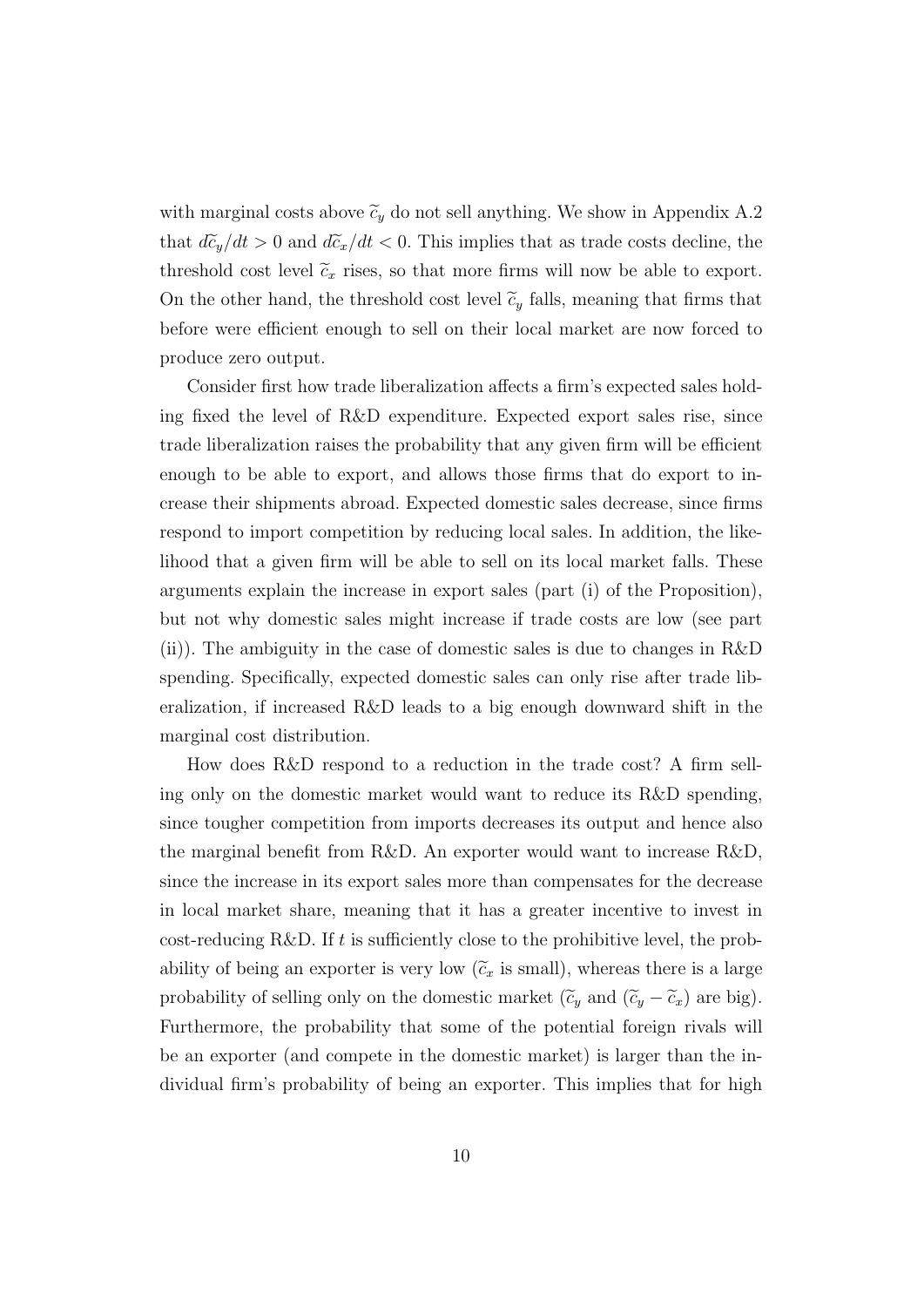with marginal costs above $\widetilde{c}_y$ do not sell anything. We show in Appendix A.2 that $d\widetilde{c}_y/dt > 0$ and $d\widetilde{c}_x/dt < 0$. This implies that as trade costs decline, the threshold cost level $\widetilde{c}_x$ rises, so that more firms will now be able to export. On the other hand, the threshold cost level $\widetilde{c}_y$ falls, meaning that firms that before were efficient enough to sell on their local market are now forced to produce zero output.

Consider first how trade liberalization affects a firm's expected sales holding fixed the level of R&D expenditure. Expected export sales rise, since trade liberalization raises the probability that any given firm will be efficient enough to be able to export, and allows those firms that do export to increase their shipments abroad. Expected domestic sales decrease, since firms respond to import competition by reducing local sales. In addition, the likelihood that a given firm will be able to sell on its local market falls. These arguments explain the increase in export sales (part (i) of the Proposition), but not why domestic sales might increase if trade costs are low (see part (ii)). The ambiguity in the case of domestic sales is due to changes in R&D spending. Specifically, expected domestic sales can only rise after trade liberalization, if increased R&D leads to a big enough downward shift in the marginal cost distribution.

How does R&D respond to a reduction in the trade cost? A firm selling only on the domestic market would want to reduce its R&D spending, since tougher competition from imports decreases its output and hence also the marginal benefit from R&D. An exporter would want to increase R&D, since the increase in its export sales more than compensates for the decrease in local market share, meaning that it has a greater incentive to invest in cost-reducing R&D. If $t$ is sufficiently close to the prohibitive level, the probability of being an exporter is very low ($\widetilde{c}_x$ is small), whereas there is a large probability of selling only on the domestic market ($\widetilde{c}_y$ and $(\widetilde{c}_y - \widetilde{c}_x)$ are big). Furthermore, the probability that some of the potential foreign rivals will be an exporter (and compete in the domestic market) is larger than the individual firm's probability of being an exporter. This implies that for high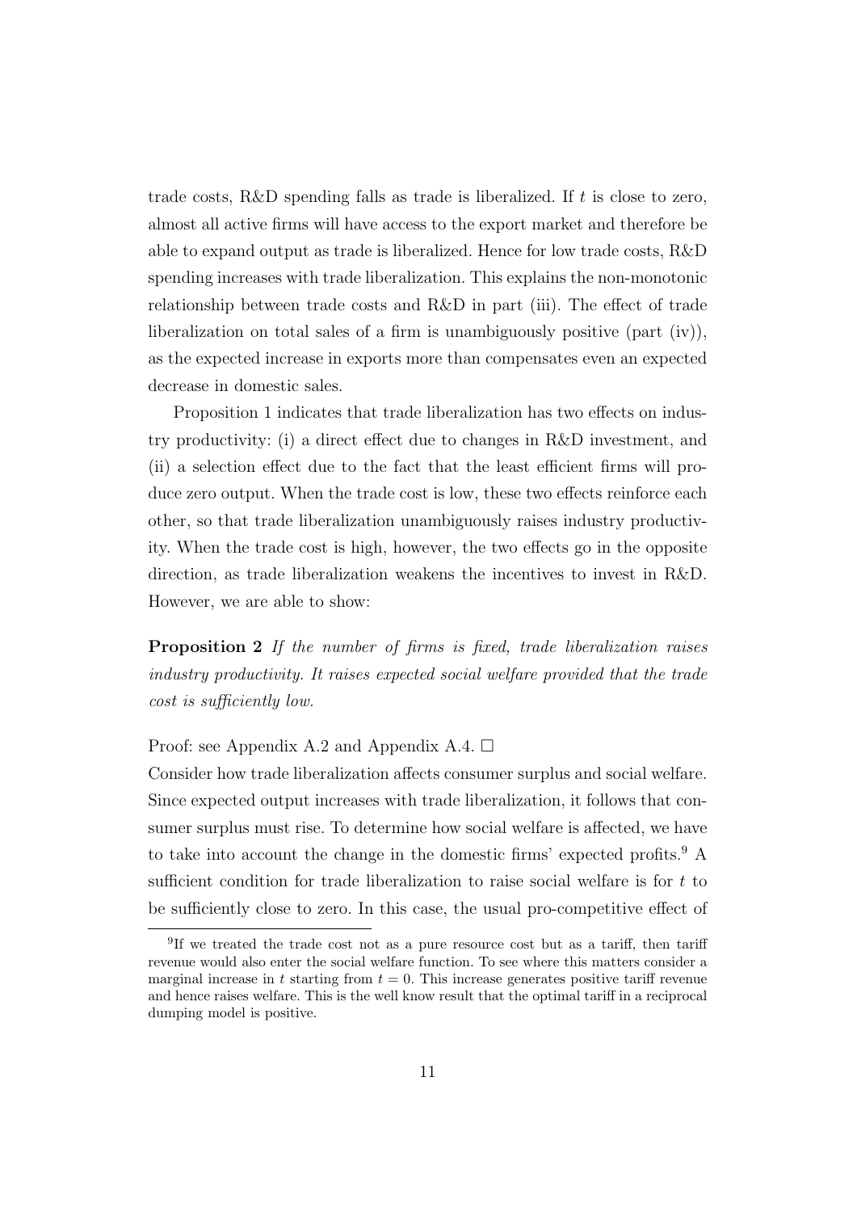trade costs, R&D spending falls as trade is liberalized. If $t$ is close to zero, almost all active firms will have access to the export market and therefore be able to expand output as trade is liberalized. Hence for low trade costs, R&D spending increases with trade liberalization. This explains the non-monotonic relationship between trade costs and R&D in part (iii). The effect of trade liberalization on total sales of a firm is unambiguously positive (part (iv)), as the expected increase in exports more than compensates even an expected decrease in domestic sales.

Proposition 1 indicates that trade liberalization has two effects on industry productivity: (i) a direct effect due to changes in R&D investment, and (ii) a selection effect due to the fact that the least efficient firms will produce zero output. When the trade cost is low, these two effects reinforce each other, so that trade liberalization unambiguously raises industry productivity. When the trade cost is high, however, the two effects go in the opposite direction, as trade liberalization weakens the incentives to invest in R&D. However, we are able to show:

**Proposition 2** *If the number of firms is fixed, trade liberalization raises industry productivity. It raises expected social welfare provided that the trade cost is sufficiently low.*

Proof: see Appendix A.2 and Appendix A.4. □

Consider how trade liberalization affects consumer surplus and social welfare. Since expected output increases with trade liberalization, it follows that consumer surplus must rise. To determine how social welfare is affected, we have to take into account the change in the domestic firms' expected profits.[9] A sufficient condition for trade liberalization to raise social welfare is for $t$ to be sufficiently close to zero. In this case, the usual pro-competitive effect of

[9] If we treated the trade cost not as a pure resource cost but as a tariff, then tariff revenue would also enter the social welfare function. To see where this matters consider a marginal increase in $t$ starting from $t = 0$. This increase generates positive tariff revenue and hence raises welfare. This is the well know result that the optimal tariff in a reciprocal dumping model is positive.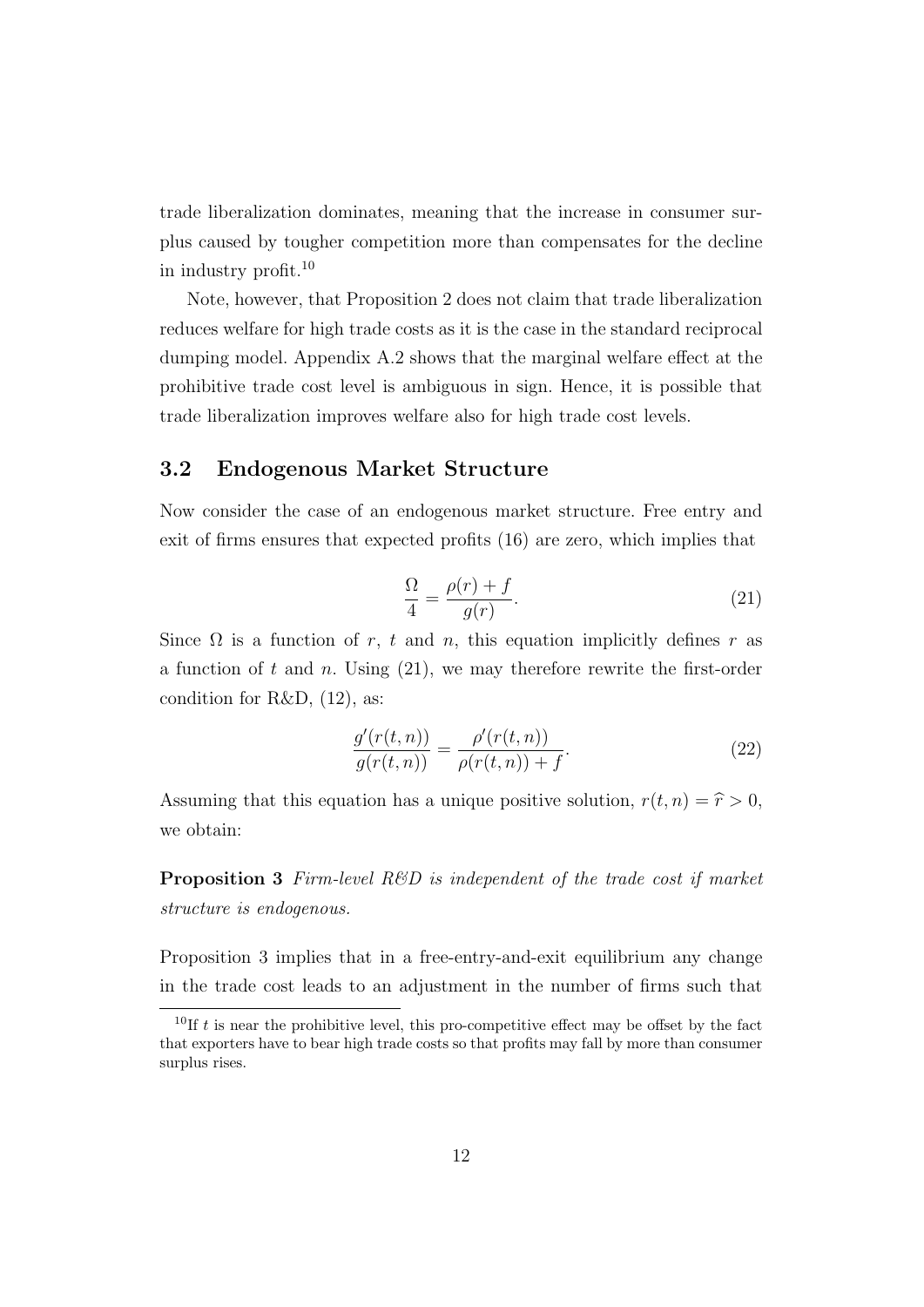trade liberalization dominates, meaning that the increase in consumer surplus caused by tougher competition more than compensates for the decline in industry profit.[10]

Note, however, that Proposition 2 does not claim that trade liberalization reduces welfare for high trade costs as it is the case in the standard reciprocal dumping model. Appendix A.2 shows that the marginal welfare effect at the prohibitive trade cost level is ambiguous in sign. Hence, it is possible that trade liberalization improves welfare also for high trade cost levels.

## 3.2 Endogenous Market Structure

Now consider the case of an endogenous market structure. Free entry and exit of firms ensures that expected profits (16) are zero, which implies that

$$\frac{\Omega}{4} = \frac{\rho(r) + f}{g(r)}. \tag{21}$$

Since $\Omega$ is a function of $r$, $t$ and $n$, this equation implicitly defines $r$ as a function of $t$ and $n$. Using (21), we may therefore rewrite the first-order condition for R&D, (12), as:

$$\frac{g'(r(t,n))}{g(r(t,n))} = \frac{\rho'(r(t,n))}{\rho(r(t,n)) + f}. \tag{22}$$

Assuming that this equation has a unique positive solution, $r(t,n) = \widehat{r} > 0$, we obtain:

**Proposition 3** *Firm-level R&D is independent of the trade cost if market structure is endogenous.*

Proposition 3 implies that in a free-entry-and-exit equilibrium any change in the trade cost leads to an adjustment in the number of firms such that

[10] If $t$ is near the prohibitive level, this pro-competitive effect may be offset by the fact that exporters have to bear high trade costs so that profits may fall by more than consumer surplus rises.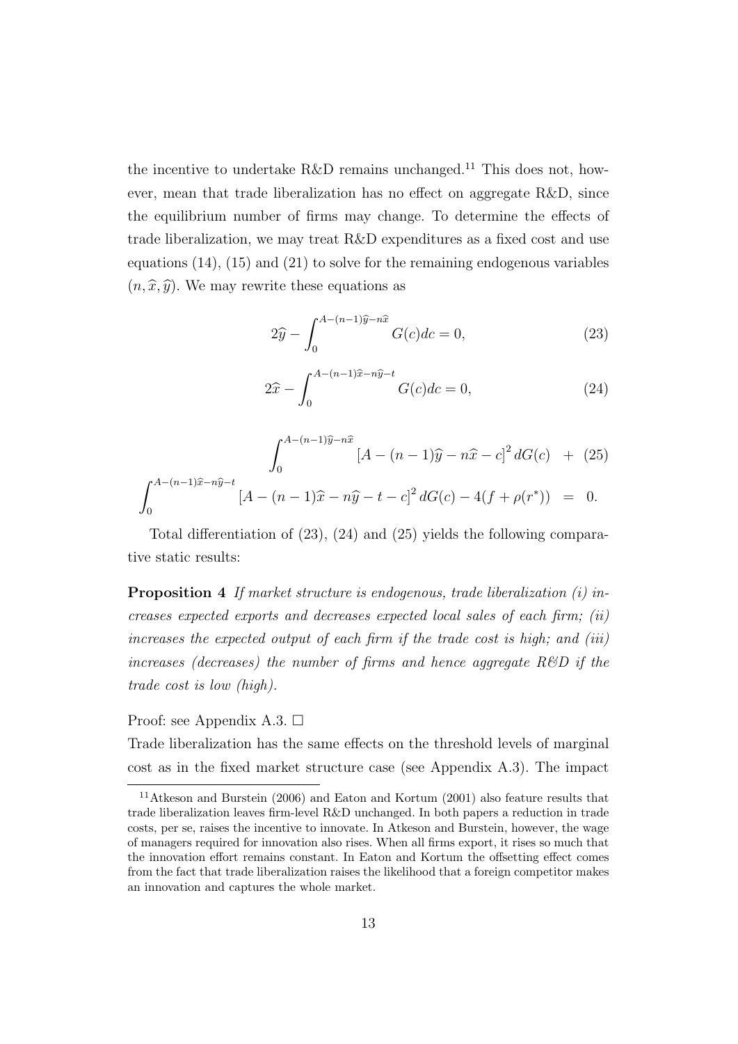the incentive to undertake R&D remains unchanged.[11] This does not, however, mean that trade liberalization has no effect on aggregate R&D, since the equilibrium number of firms may change. To determine the effects of trade liberalization, we may treat R&D expenditures as a fixed cost and use equations (14), (15) and (21) to solve for the remaining endogenous variables $(n, \widehat{x}, \widehat{y})$. We may rewrite these equations as

$$2\widehat{y} - \int_0^{A-(n-1)\widehat{y}-n\widehat{x}} G(c)dc = 0, \tag{23}$$

$$2\widehat{x} - \int_0^{A-(n-1)\widehat{x}-n\widehat{y}-t} G(c)dc = 0, \tag{24}$$

$$\int_0^{A-(n-1)\widehat{y}-n\widehat{x}} \left[A - (n-1)\widehat{y} - n\widehat{x} - c\right]^2 dG(c) \;+ \int_0^{A-(n-1)\widehat{x}-n\widehat{y}-t} \left[A - (n-1)\widehat{x} - n\widehat{y} - t - c\right]^2 dG(c) - 4(f + \rho(r^*)) \;=\; 0. \tag{25}$$

Total differentiation of (23), (24) and (25) yields the following comparative static results:

**Proposition 4** *If market structure is endogenous, trade liberalization (i) increases expected exports and decreases expected local sales of each firm; (ii) increases the expected output of each firm if the trade cost is high; and (iii) increases (decreases) the number of firms and hence aggregate R&D if the trade cost is low (high).*

Proof: see Appendix A.3. □

Trade liberalization has the same effects on the threshold levels of marginal cost as in the fixed market structure case (see Appendix A.3). The impact

[11] Atkeson and Burstein (2006) and Eaton and Kortum (2001) also feature results that trade liberalization leaves firm-level R&D unchanged. In both papers a reduction in trade costs, per se, raises the incentive to innovate. In Atkeson and Burstein, however, the wage of managers required for innovation also rises. When all firms export, it rises so much that the innovation effort remains constant. In Eaton and Kortum the offsetting effect comes from the fact that trade liberalization raises the likelihood that a foreign competitor makes an innovation and captures the whole market.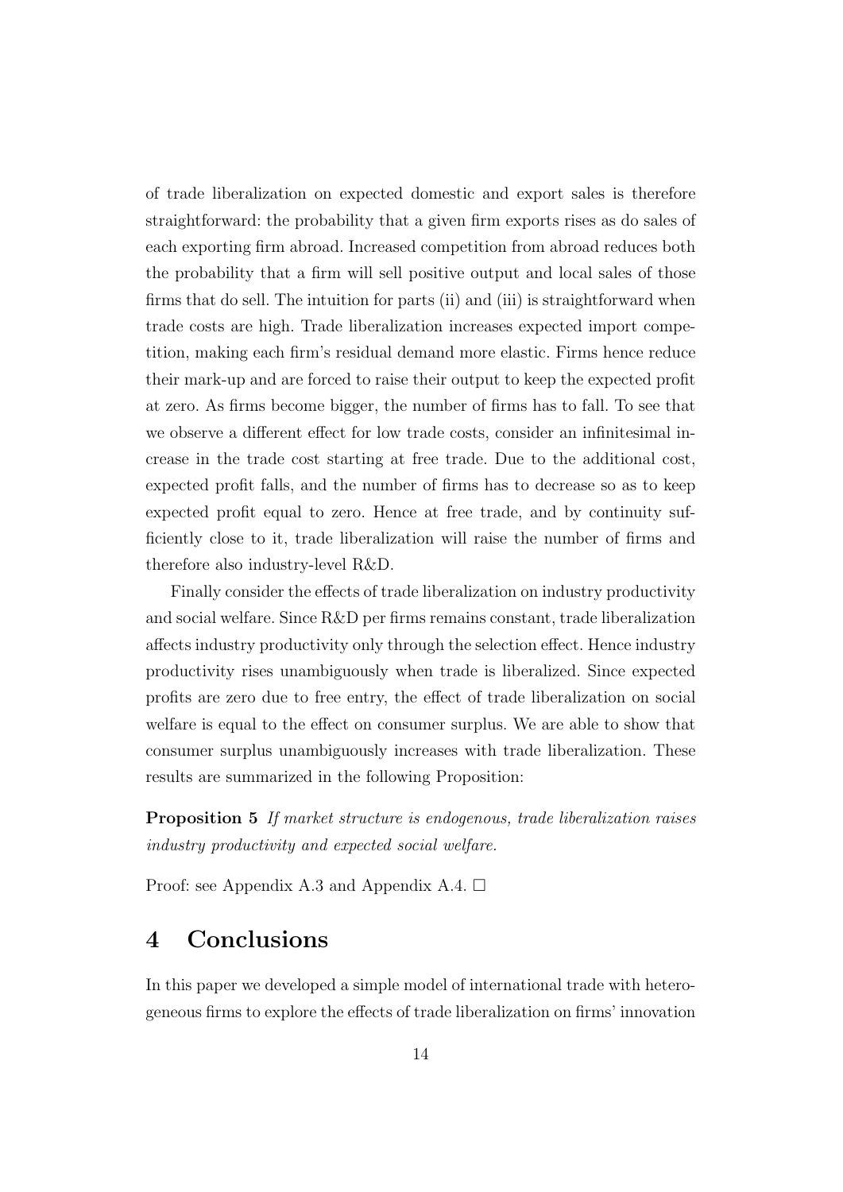of trade liberalization on expected domestic and export sales is therefore straightforward: the probability that a given firm exports rises as do sales of each exporting firm abroad. Increased competition from abroad reduces both the probability that a firm will sell positive output and local sales of those firms that do sell. The intuition for parts (ii) and (iii) is straightforward when trade costs are high. Trade liberalization increases expected import competition, making each firm's residual demand more elastic. Firms hence reduce their mark-up and are forced to raise their output to keep the expected profit at zero. As firms become bigger, the number of firms has to fall. To see that we observe a different effect for low trade costs, consider an infinitesimal increase in the trade cost starting at free trade. Due to the additional cost, expected profit falls, and the number of firms has to decrease so as to keep expected profit equal to zero. Hence at free trade, and by continuity sufficiently close to it, trade liberalization will raise the number of firms and therefore also industry-level R&D.

Finally consider the effects of trade liberalization on industry productivity and social welfare. Since R&D per firms remains constant, trade liberalization affects industry productivity only through the selection effect. Hence industry productivity rises unambiguously when trade is liberalized. Since expected profits are zero due to free entry, the effect of trade liberalization on social welfare is equal to the effect on consumer surplus. We are able to show that consumer surplus unambiguously increases with trade liberalization. These results are summarized in the following Proposition:

**Proposition 5** *If market structure is endogenous, trade liberalization raises industry productivity and expected social welfare.*

Proof: see Appendix A.3 and Appendix A.4. □

# 4 Conclusions

In this paper we developed a simple model of international trade with heterogeneous firms to explore the effects of trade liberalization on firms' innovation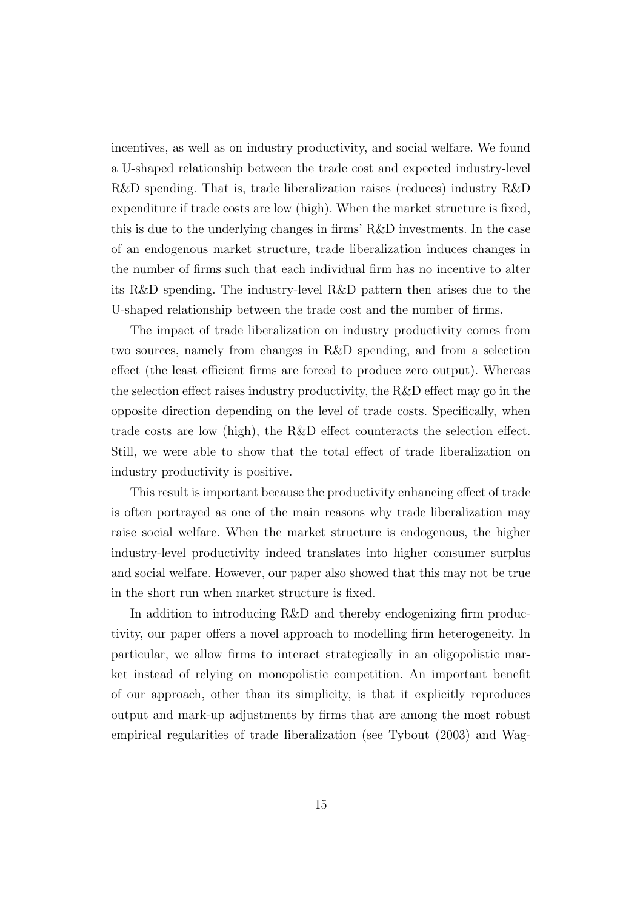incentives, as well as on industry productivity, and social welfare. We found a U-shaped relationship between the trade cost and expected industry-level R&D spending. That is, trade liberalization raises (reduces) industry R&D expenditure if trade costs are low (high). When the market structure is fixed, this is due to the underlying changes in firms' R&D investments. In the case of an endogenous market structure, trade liberalization induces changes in the number of firms such that each individual firm has no incentive to alter its R&D spending. The industry-level R&D pattern then arises due to the U-shaped relationship between the trade cost and the number of firms.

The impact of trade liberalization on industry productivity comes from two sources, namely from changes in R&D spending, and from a selection effect (the least efficient firms are forced to produce zero output). Whereas the selection effect raises industry productivity, the R&D effect may go in the opposite direction depending on the level of trade costs. Specifically, when trade costs are low (high), the R&D effect counteracts the selection effect. Still, we were able to show that the total effect of trade liberalization on industry productivity is positive.

This result is important because the productivity enhancing effect of trade is often portrayed as one of the main reasons why trade liberalization may raise social welfare. When the market structure is endogenous, the higher industry-level productivity indeed translates into higher consumer surplus and social welfare. However, our paper also showed that this may not be true in the short run when market structure is fixed.

In addition to introducing R&D and thereby endogenizing firm productivity, our paper offers a novel approach to modelling firm heterogeneity. In particular, we allow firms to interact strategically in an oligopolistic market instead of relying on monopolistic competition. An important benefit of our approach, other than its simplicity, is that it explicitly reproduces output and mark-up adjustments by firms that are among the most robust empirical regularities of trade liberalization (see Tybout (2003) and Wag-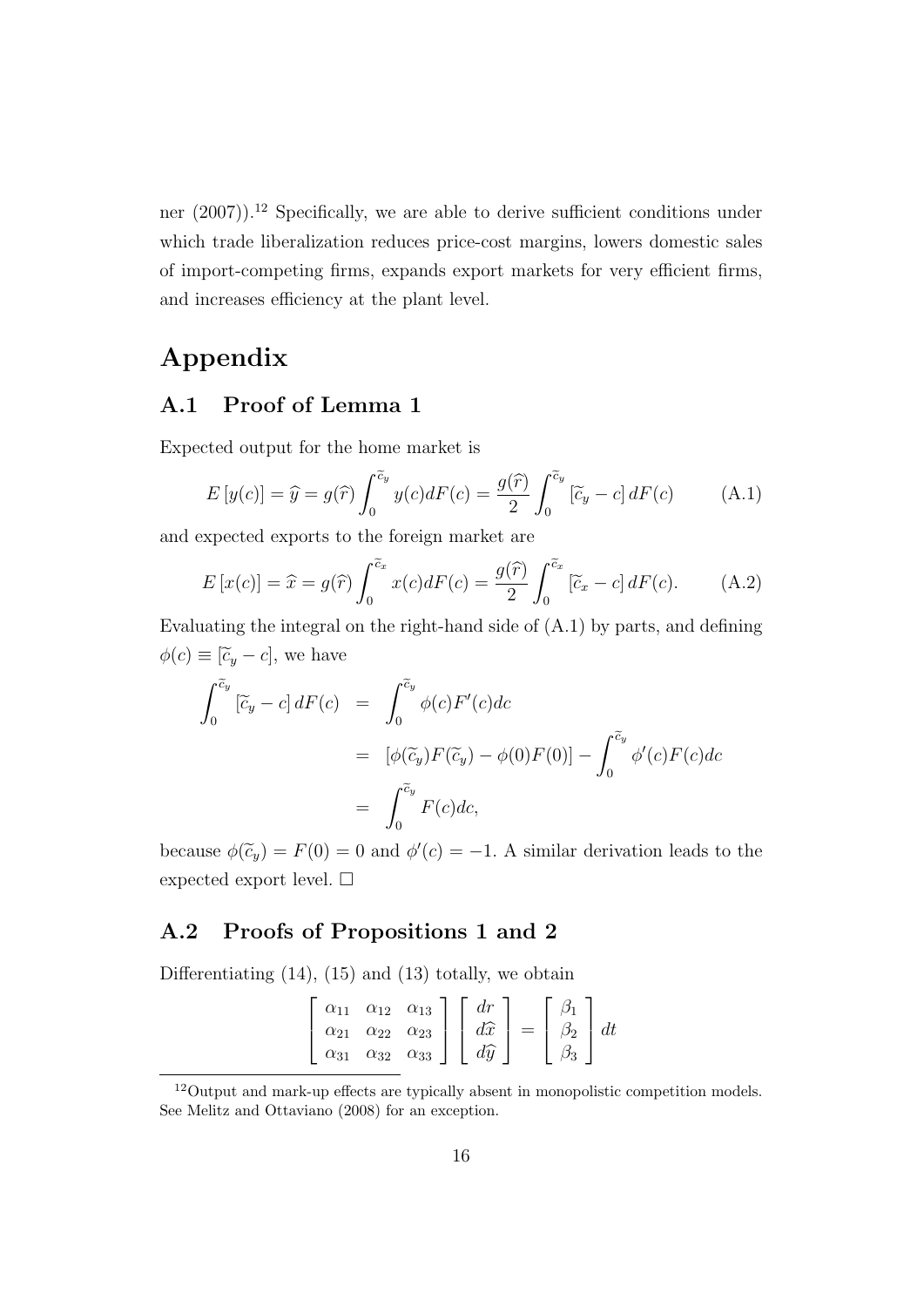ner (2007)).[12] Specifically, we are able to derive sufficient conditions under which trade liberalization reduces price-cost margins, lowers domestic sales of import-competing firms, expands export markets for very efficient firms, and increases efficiency at the plant level.

# Appendix

## A.1 Proof of Lemma 1

Expected output for the home market is

$$E\left[y(c)\right] = \widehat{y} = g(\widehat{r}) \int_0^{\widetilde{c}_y} y(c) dF(c) = \frac{g(\widehat{r})}{2} \int_0^{\widetilde{c}_y} \left[\widetilde{c}_y - c\right] dF(c) \qquad \text{(A.1)}$$

and expected exports to the foreign market are

$$E\left[x(c)\right] = \widehat{x} = g(\widehat{r}) \int_0^{\widetilde{c}_x} x(c) dF(c) = \frac{g(\widehat{r})}{2} \int_0^{\widetilde{c}_x} \left[\widetilde{c}_x - c\right] dF(c). \qquad \text{(A.2)}$$

Evaluating the integral on the right-hand side of (A.1) by parts, and defining $\phi(c) \equiv [\widetilde{c}_y - c]$, we have

$$\begin{aligned}
\int_0^{\widetilde{c}_y} \left[\widetilde{c}_y - c\right] dF(c) &= \int_0^{\widetilde{c}_y} \phi(c) F'(c) dc \\
&= \left[\phi(\widetilde{c}_y) F(\widetilde{c}_y) - \phi(0) F(0)\right] - \int_0^{\widetilde{c}_y} \phi'(c) F(c) dc \\
&= \int_0^{\widetilde{c}_y} F(c) dc,
\end{aligned}$$

because $\phi(\widetilde{c}_y) = F(0) = 0$ and $\phi'(c) = -1$. A similar derivation leads to the expected export level. □

## A.2 Proofs of Propositions 1 and 2

Differentiating (14), (15) and (13) totally, we obtain

$$\begin{bmatrix} \alpha_{11} & \alpha_{12} & \alpha_{13} \\ \alpha_{21} & \alpha_{22} & \alpha_{23} \\ \alpha_{31} & \alpha_{32} & \alpha_{33} \end{bmatrix} \begin{bmatrix} dr \\ d\widehat{x} \\ d\widehat{y} \end{bmatrix} = \begin{bmatrix} \beta_1 \\ \beta_2 \\ \beta_3 \end{bmatrix} dt$$

[12] Output and mark-up effects are typically absent in monopolistic competition models. See Melitz and Ottaviano (2008) for an exception.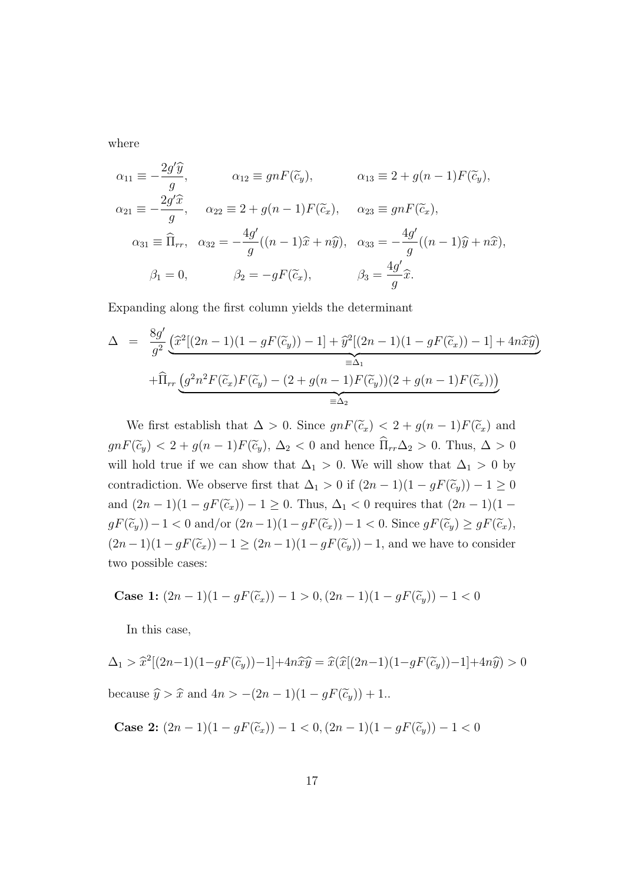where

$$
\begin{aligned}
\alpha_{11} &\equiv -\frac{2g'\widehat{y}}{g}, & \alpha_{12} &\equiv gnF(\widetilde{c}_y), & \alpha_{13} &\equiv 2 + g(n-1)F(\widetilde{c}_y), \\
\alpha_{21} &\equiv -\frac{2g'\widehat{x}}{g}, & \alpha_{22} &\equiv 2 + g(n-1)F(\widetilde{c}_x), & \alpha_{23} &\equiv gnF(\widetilde{c}_x), \\
\alpha_{31} &\equiv \widehat{\Pi}_{rr}, & \alpha_{32} &= -\frac{4g'}{g}((n-1)\widehat{x} + n\widehat{y}), & \alpha_{33} &= -\frac{4g'}{g}((n-1)\widehat{y} + n\widehat{x}), \\
\beta_1 &= 0, & \beta_2 &= -gF(\widetilde{c}_x), & \beta_3 &= \frac{4g'}{g}\widehat{x}.
\end{aligned}
$$

Expanding along the first column yields the determinant

$$
\begin{aligned}
\Delta \;=\; & \frac{8g'}{g^2} \underbrace{\left(\widehat{x}^2[(2n-1)(1-gF(\widetilde{c}_y)) - 1] + \widehat{y}^2[(2n-1)(1-gF(\widetilde{c}_x)) - 1] + 4n\widehat{x}\widehat{y}\right)}_{\equiv \Delta_1} \\
& + \widehat{\Pi}_{rr} \underbrace{\left(g^2 n^2 F(\widetilde{c}_x)F(\widetilde{c}_y) - (2 + g(n-1)F(\widetilde{c}_y))(2 + g(n-1)F(\widetilde{c}_x))\right)}_{\equiv \Delta_2}
\end{aligned}
$$

We first establish that $\Delta > 0$. Since $gnF(\widetilde{c}_x) < 2 + g(n-1)F(\widetilde{c}_x)$ and $gnF(\widetilde{c}_y) < 2 + g(n-1)F(\widetilde{c}_y)$, $\Delta_2 < 0$ and hence $\widehat{\Pi}_{rr}\Delta_2 > 0$. Thus, $\Delta > 0$ will hold true if we can show that $\Delta_1 > 0$. We will show that $\Delta_1 > 0$ by contradiction. We observe first that $\Delta_1 > 0$ if $(2n-1)(1-gF(\widetilde{c}_y)) - 1 \geq 0$ and $(2n-1)(1-gF(\widetilde{c}_x)) - 1 \geq 0$. Thus, $\Delta_1 < 0$ requires that $(2n-1)(1-gF(\widetilde{c}_y)) - 1 < 0$ and/or $(2n-1)(1-gF(\widetilde{c}_x)) - 1 < 0$. Since $gF(\widetilde{c}_y) \geq gF(\widetilde{c}_x)$, $(2n-1)(1-gF(\widetilde{c}_x)) - 1 \geq (2n-1)(1-gF(\widetilde{c}_y)) - 1$, and we have to consider two possible cases:

**Case 1:** $(2n-1)(1-gF(\widetilde{c}_x)) - 1 > 0, (2n-1)(1-gF(\widetilde{c}_y)) - 1 < 0$

In this case,

$$
\Delta_1 > \widehat{x}^2[(2n-1)(1-gF(\widetilde{c}_y))-1] + 4n\widehat{x}\widehat{y} = \widehat{x}(\widehat{x}[(2n-1)(1-gF(\widetilde{c}_y))-1] + 4n\widehat{y}) > 0
$$

because $\widehat{y} > \widehat{x}$ and $4n > -(2n-1)(1-gF(\widetilde{c}_y)) + 1$..

**Case 2:** $(2n-1)(1-gF(\widetilde{c}_x)) - 1 < 0, (2n-1)(1-gF(\widetilde{c}_y)) - 1 < 0$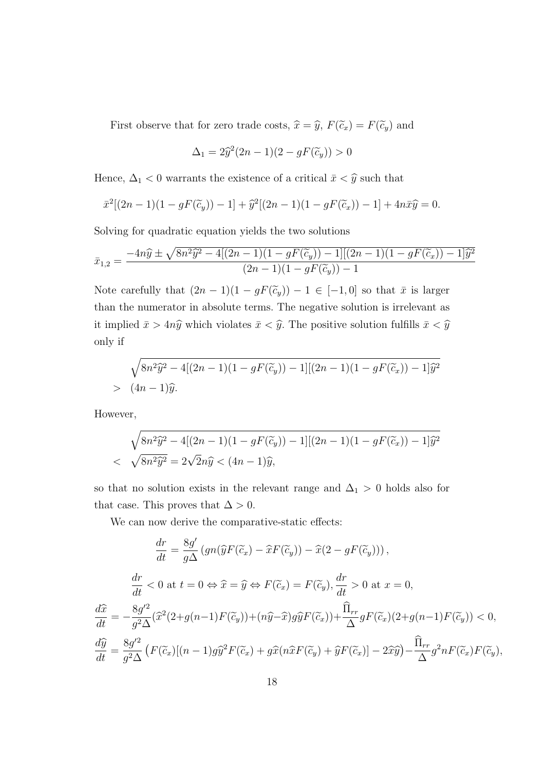First observe that for zero trade costs, $\widehat{x} = \widehat{y}$, $F(\widetilde{c}_x) = F(\widetilde{c}_y)$ and

$$\Delta_1 = 2\widehat{y}^2(2n-1)(2 - gF(\widetilde{c}_y)) > 0$$

Hence, $\Delta_1 < 0$ warrants the existence of a critical $\bar{x} < \widehat{y}$ such that

$$\bar{x}^2[(2n-1)(1 - gF(\widetilde{c}_y)) - 1] + \widehat{y}^2[(2n-1)(1 - gF(\widetilde{c}_x)) - 1] + 4n\bar{x}\widehat{y} = 0.$$

Solving for quadratic equation yields the two solutions

$$\bar{x}_{1,2} = \frac{-4n\widehat{y} \pm \sqrt{8n^2\widehat{y}^2 - 4[(2n-1)(1 - gF(\widetilde{c}_y)) - 1][(2n-1)(1 - gF(\widetilde{c}_x)) - 1]\widehat{y}^2}}{(2n-1)(1 - gF(\widetilde{c}_y)) - 1}$$

Note carefully that $(2n-1)(1 - gF(\widetilde{c}_y)) - 1 \in [-1, 0]$ so that $\bar{x}$ is larger than the numerator in absolute terms. The negative solution is irrelevant as it implied $\bar{x} > 4n\widehat{y}$ which violates $\bar{x} < \widehat{y}$. The positive solution fulfills $\bar{x} < \widehat{y}$ only if

$$\begin{aligned} &\sqrt{8n^2\widehat{y}^2 - 4[(2n-1)(1 - gF(\widetilde{c}_y)) - 1][(2n-1)(1 - gF(\widetilde{c}_x)) - 1]\widehat{y}^2} \\ > \;& (4n-1)\widehat{y}. \end{aligned}$$

However,

$$\begin{aligned} &\sqrt{8n^2\widehat{y}^2 - 4[(2n-1)(1 - gF(\widetilde{c}_y)) - 1][(2n-1)(1 - gF(\widetilde{c}_x)) - 1]\widehat{y}^2} \\ < \;& \sqrt{8n^2\widehat{y}^2} = 2\sqrt{2}n\widehat{y} < (4n-1)\widehat{y}, \end{aligned}$$

so that no solution exists in the relevant range and $\Delta_1 > 0$ holds also for that case. This proves that $\Delta > 0$.

We can now derive the comparative-static effects:

$$\frac{dr}{dt} = \frac{8g'}{g\Delta}\left(gn(\widehat{y}F(\widetilde{c}_x) - \widehat{x}F(\widetilde{c}_y)) - \widehat{x}(2 - gF(\widetilde{c}_y))\right),$$

$$\frac{dr}{dt} < 0 \text{ at } t = 0 \Leftrightarrow \widehat{x} = \widehat{y} \Leftrightarrow F(\widetilde{c}_x) = F(\widetilde{c}_y), \frac{dr}{dt} > 0 \text{ at } x = 0,$$

$$\frac{d\widehat{x}}{dt} = -\frac{8g'^2}{g^2\Delta}(\widehat{x}^2(2+g(n-1)F(\widetilde{c}_y)) + (n\widehat{y}-\widehat{x})g\widehat{y}F(\widetilde{c}_x)) + \frac{\widehat{\Pi}_{rr}}{\Delta}gF(\widetilde{c}_x)(2+g(n-1)F(\widetilde{c}_y)) < 0,$$

$$\frac{d\widehat{y}}{dt} = \frac{8g'^2}{g^2\Delta}\left(F(\widetilde{c}_x)[(n-1)g\widehat{y}^2F(\widetilde{c}_x) + g\widehat{x}(n\widehat{x}F(\widetilde{c}_y) + \widehat{y}F(\widetilde{c}_x)] - 2\widehat{x}\widehat{y}\right) - \frac{\widehat{\Pi}_{rr}}{\Delta}g^2nF(\widetilde{c}_x)F(\widetilde{c}_y),$$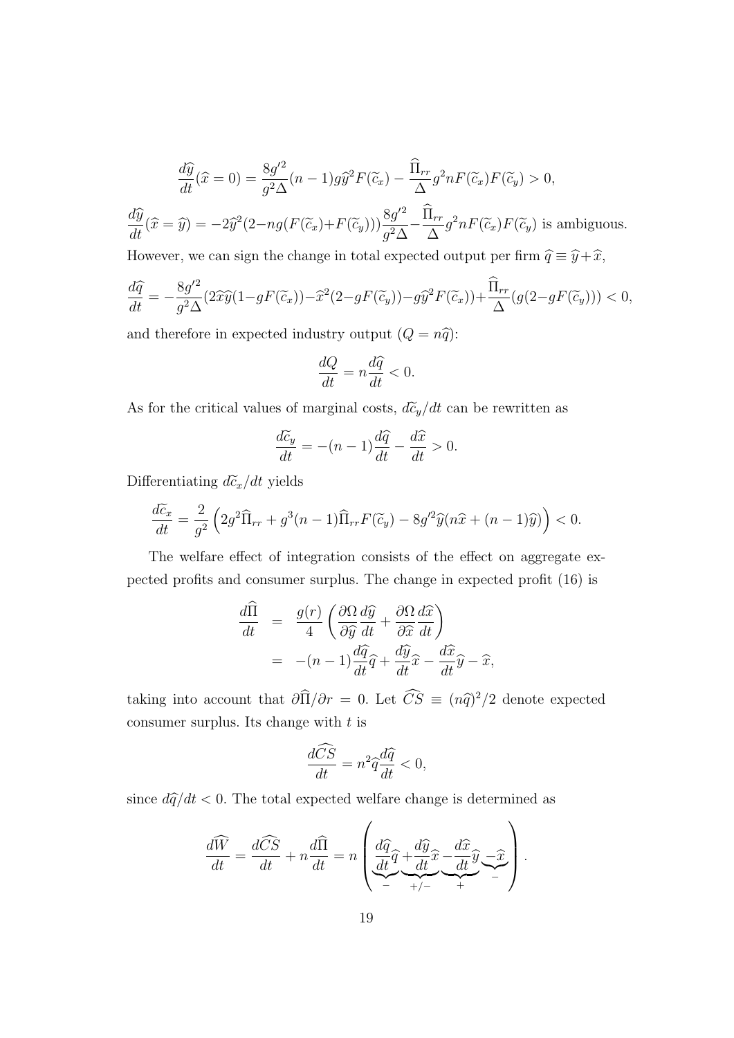$$\frac{d\widehat{y}}{dt}(\widehat{x}=0) = \frac{8g'^2}{g^2\Delta}(n-1)g\widehat{y}^2F(\widetilde{c}_x) - \frac{\widehat{\Pi}_{rr}}{\Delta}g^2nF(\widetilde{c}_x)F(\widetilde{c}_y) > 0,$$

$$\frac{d\widehat{y}}{dt}(\widehat{x}=\widehat{y}) = -2\widehat{y}^2(2-ng(F(\widetilde{c}_x)+F(\widetilde{c}_y)))\frac{8g'^2}{g^2\Delta} - \frac{\widehat{\Pi}_{rr}}{\Delta}g^2nF(\widetilde{c}_x)F(\widetilde{c}_y) \text{ is ambiguous.}$$

However, we can sign the change in total expected output per firm $\widehat{q} \equiv \widehat{y} + \widehat{x}$,

$$\frac{d\widehat{q}}{dt} = -\frac{8g'^2}{g^2\Delta}(2\widehat{x}\widehat{y}(1-gF(\widetilde{c}_x)) - \widehat{x}^2(2-gF(\widetilde{c}_y)) - g\widehat{y}^2F(\widetilde{c}_x)) + \frac{\widehat{\Pi}_{rr}}{\Delta}(g(2-gF(\widetilde{c}_y))) < 0,$$

and therefore in expected industry output ($Q = n\widehat{q}$):

$$\frac{dQ}{dt} = n\frac{d\widehat{q}}{dt} < 0.$$

As for the critical values of marginal costs, $d\widetilde{c}_y/dt$ can be rewritten as

$$\frac{d\widetilde{c}_y}{dt} = -(n-1)\frac{d\widehat{q}}{dt} - \frac{d\widehat{x}}{dt} > 0.$$

Differentiating $d\widetilde{c}_x/dt$ yields

$$\frac{d\widetilde{c}_x}{dt} = \frac{2}{g^2}\left(2g^2\widehat{\Pi}_{rr} + g^3(n-1)\widehat{\Pi}_{rr}F(\widetilde{c}_y) - 8g'^2\widehat{y}(n\widehat{x} + (n-1)\widehat{y})\right) < 0.$$

The welfare effect of integration consists of the effect on aggregate expected profits and consumer surplus. The change in expected profit (16) is

$$\begin{aligned}
\frac{d\widehat{\Pi}}{dt} &= \frac{g(r)}{4}\left(\frac{\partial\Omega}{\partial\widehat{y}}\frac{d\widehat{y}}{dt} + \frac{\partial\Omega}{\partial\widehat{x}}\frac{d\widehat{x}}{dt}\right) \\
&= -(n-1)\frac{d\widehat{q}}{dt}\widehat{q} + \frac{d\widehat{y}}{dt}\widehat{x} - \frac{d\widehat{x}}{dt}\widehat{y} - \widehat{x},
\end{aligned}$$

taking into account that $\partial\widehat{\Pi}/\partial r = 0$. Let $\widehat{CS} \equiv (n\widehat{q})^2/2$ denote expected consumer surplus. Its change with $t$ is

$$\frac{d\widehat{CS}}{dt} = n^2\widehat{q}\frac{d\widehat{q}}{dt} < 0,$$

since $d\widehat{q}/dt < 0$. The total expected welfare change is determined as

$$\frac{d\widehat{W}}{dt} = \frac{d\widehat{CS}}{dt} + n\frac{d\widehat{\Pi}}{dt} = n\left(\underbrace{\frac{d\widehat{q}}{dt}\widehat{q}}_{-} + \underbrace{\frac{d\widehat{y}}{dt}\widehat{x}}_{+/-} - \underbrace{\frac{d\widehat{x}}{dt}\widehat{y}}_{+}\underbrace{-\widehat{x}}_{-}\right).$$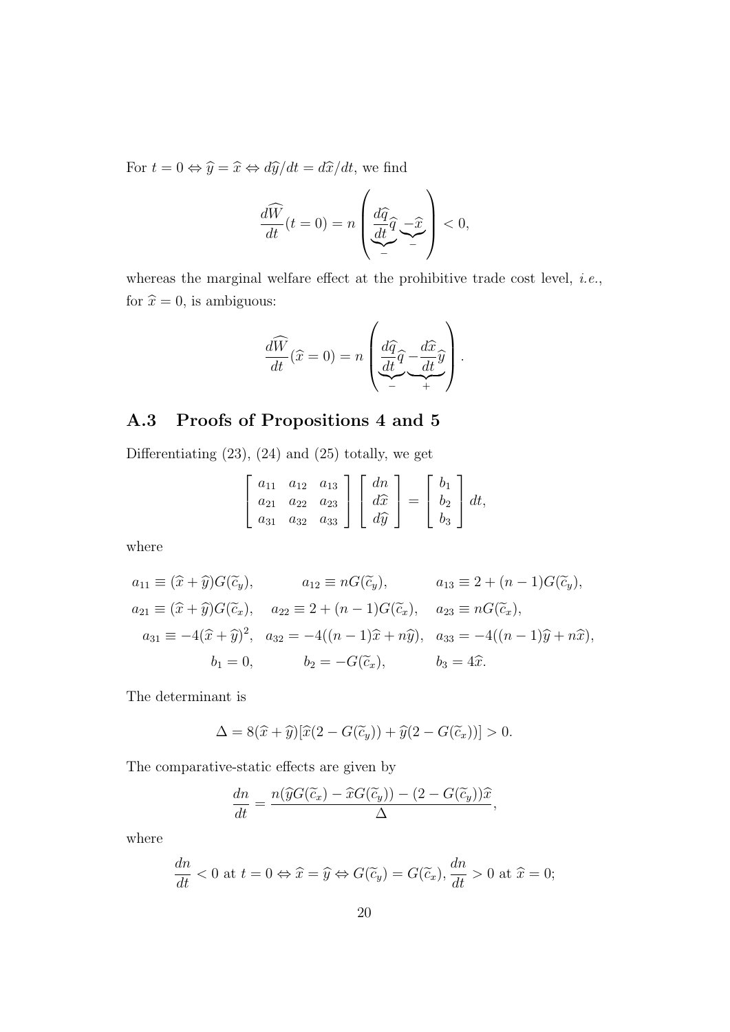For $t = 0 \Leftrightarrow \widehat{y} = \widehat{x} \Leftrightarrow d\widehat{y}/dt = d\widehat{x}/dt$, we find

$$\frac{d\widehat{W}}{dt}(t=0) = n\left(\underbrace{\frac{d\widehat{q}}{dt}}_{-}\widehat{q}\underbrace{-\widehat{x}}_{-}\right) < 0,$$

whereas the marginal welfare effect at the prohibitive trade cost level, *i.e.*, for $\widehat{x} = 0$, is ambiguous:

$$\frac{d\widehat{W}}{dt}(\widehat{x}=0) = n\left(\underbrace{\frac{d\widehat{q}}{dt}}_{-}\widehat{q}\underbrace{-\frac{d\widehat{x}}{dt}\widehat{y}}_{+}\right).$$

## A.3 Proofs of Propositions 4 and 5

Differentiating (23), (24) and (25) totally, we get

$$\begin{bmatrix} a_{11} & a_{12} & a_{13} \\ a_{21} & a_{22} & a_{23} \\ a_{31} & a_{32} & a_{33} \end{bmatrix} \begin{bmatrix} dn \\ d\widehat{x} \\ d\widehat{y} \end{bmatrix} = \begin{bmatrix} b_1 \\ b_2 \\ b_3 \end{bmatrix} dt,$$

where

$$\begin{aligned}
a_{11} &\equiv (\widehat{x}+\widehat{y})G(\widetilde{c}_y), & a_{12} &\equiv nG(\widetilde{c}_y), & a_{13} &\equiv 2+(n-1)G(\widetilde{c}_y), \\
a_{21} &\equiv (\widehat{x}+\widehat{y})G(\widetilde{c}_x), & a_{22} &\equiv 2+(n-1)G(\widetilde{c}_x), & a_{23} &\equiv nG(\widetilde{c}_x), \\
a_{31} &\equiv -4(\widehat{x}+\widehat{y})^2, & a_{32} &= -4((n-1)\widehat{x}+n\widehat{y}), & a_{33} &= -4((n-1)\widehat{y}+n\widehat{x}), \\
b_1 &= 0, & b_2 &= -G(\widetilde{c}_x), & b_3 &= 4\widehat{x}.
\end{aligned}$$

The determinant is

$$\Delta = 8(\widehat{x}+\widehat{y})[\widehat{x}(2-G(\widetilde{c}_y)) + \widehat{y}(2-G(\widetilde{c}_x))] > 0.$$

The comparative-static effects are given by

$$\frac{dn}{dt} = \frac{n(\widehat{y}G(\widetilde{c}_x) - \widehat{x}G(\widetilde{c}_y)) - (2-G(\widetilde{c}_y))\widehat{x}}{\Delta},$$

where

$$\frac{dn}{dt} < 0 \text{ at } t = 0 \Leftrightarrow \widehat{x} = \widehat{y} \Leftrightarrow G(\widetilde{c}_y) = G(\widetilde{c}_x), \frac{dn}{dt} > 0 \text{ at } \widehat{x} = 0;$$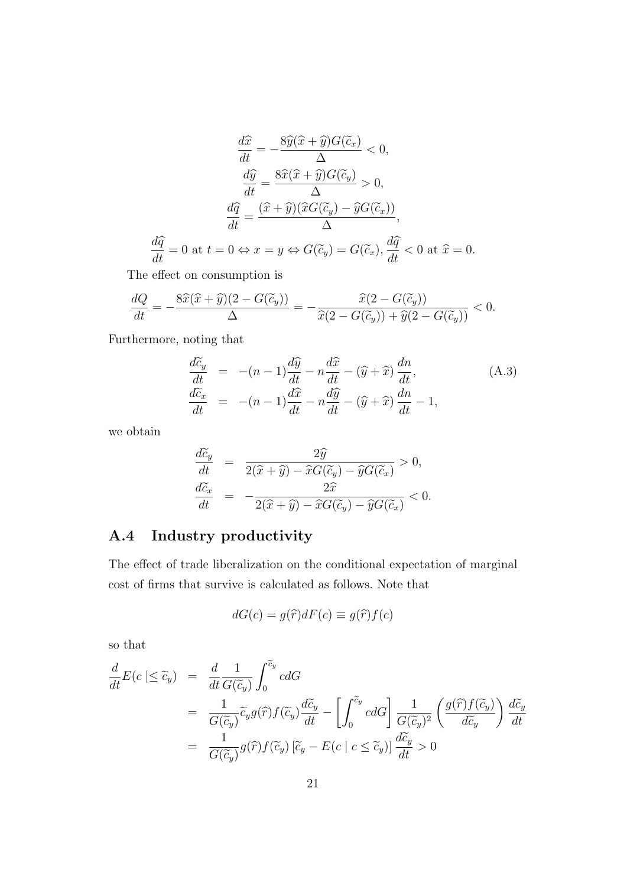$$\frac{d\widehat{x}}{dt} = -\frac{8\widehat{y}(\widehat{x}+\widehat{y})G(\widetilde{c}_x)}{\Delta} < 0,$$

$$\frac{d\widehat{y}}{dt} = \frac{8\widehat{x}(\widehat{x}+\widehat{y})G(\widetilde{c}_y)}{\Delta} > 0,$$

$$\frac{d\widehat{q}}{dt} = \frac{(\widehat{x}+\widehat{y})(\widehat{x}G(\widetilde{c}_y) - \widehat{y}G(\widetilde{c}_x))}{\Delta},$$

$$\frac{d\widehat{q}}{dt} = 0 \text{ at } t = 0 \Leftrightarrow x = y \Leftrightarrow G(\widetilde{c}_y) = G(\widetilde{c}_x), \frac{d\widehat{q}}{dt} < 0 \text{ at } \widehat{x} = 0.$$

The effect on consumption is

$$\frac{dQ}{dt} = -\frac{8\widehat{x}(\widehat{x}+\widehat{y})(2-G(\widetilde{c}_y))}{\Delta} = -\frac{\widehat{x}(2-G(\widetilde{c}_y))}{\widehat{x}(2-G(\widetilde{c}_y)) + \widehat{y}(2-G(\widetilde{c}_y))} < 0.$$

Furthermore, noting that

$$\begin{aligned}
\frac{d\widetilde{c}_y}{dt} &= -(n-1)\frac{d\widehat{y}}{dt} - n\frac{d\widehat{x}}{dt} - (\widehat{y}+\widehat{x})\frac{dn}{dt}, \\
\frac{d\widetilde{c}_x}{dt} &= -(n-1)\frac{d\widehat{x}}{dt} - n\frac{d\widehat{y}}{dt} - (\widehat{y}+\widehat{x})\frac{dn}{dt} - 1,
\end{aligned} \tag{A.3}$$

we obtain

$$\begin{aligned}
\frac{d\widetilde{c}_y}{dt} &= \frac{2\widehat{y}}{2(\widehat{x}+\widehat{y}) - \widehat{x}G(\widetilde{c}_y) - \widehat{y}G(\widetilde{c}_x)} > 0, \\
\frac{d\widetilde{c}_x}{dt} &= -\frac{2\widehat{x}}{2(\widehat{x}+\widehat{y}) - \widehat{x}G(\widetilde{c}_y) - \widehat{y}G(\widetilde{c}_x)} < 0.
\end{aligned}$$

## A.4 Industry productivity

The effect of trade liberalization on the conditional expectation of marginal cost of firms that survive is calculated as follows. Note that

$$dG(c) = g(\widehat{r})dF(c) \equiv g(\widehat{r})f(c)$$

so that

$$\begin{aligned}
\frac{d}{dt}E(c \mid \leq \widetilde{c}_y) &= \frac{d}{dt}\frac{1}{G(\widetilde{c}_y)}\int_0^{\widetilde{c}_y} c dG \\
&= \frac{1}{G(\widetilde{c}_y)}\widetilde{c}_y g(\widehat{r})f(\widetilde{c}_y)\frac{d\widetilde{c}_y}{dt} - \left[\int_0^{\widetilde{c}_y} c dG\right]\frac{1}{G(\widetilde{c}_y)^2}\left(\frac{g(\widehat{r})f(\widetilde{c}_y)}{d\widetilde{c}_y}\right)\frac{d\widetilde{c}_y}{dt} \\
&= \frac{1}{G(\widetilde{c}_y)}g(\widehat{r})f(\widetilde{c}_y)\left[\widetilde{c}_y - E(c \mid c \leq \widetilde{c}_y)\right]\frac{d\widetilde{c}_y}{dt} > 0
\end{aligned}$$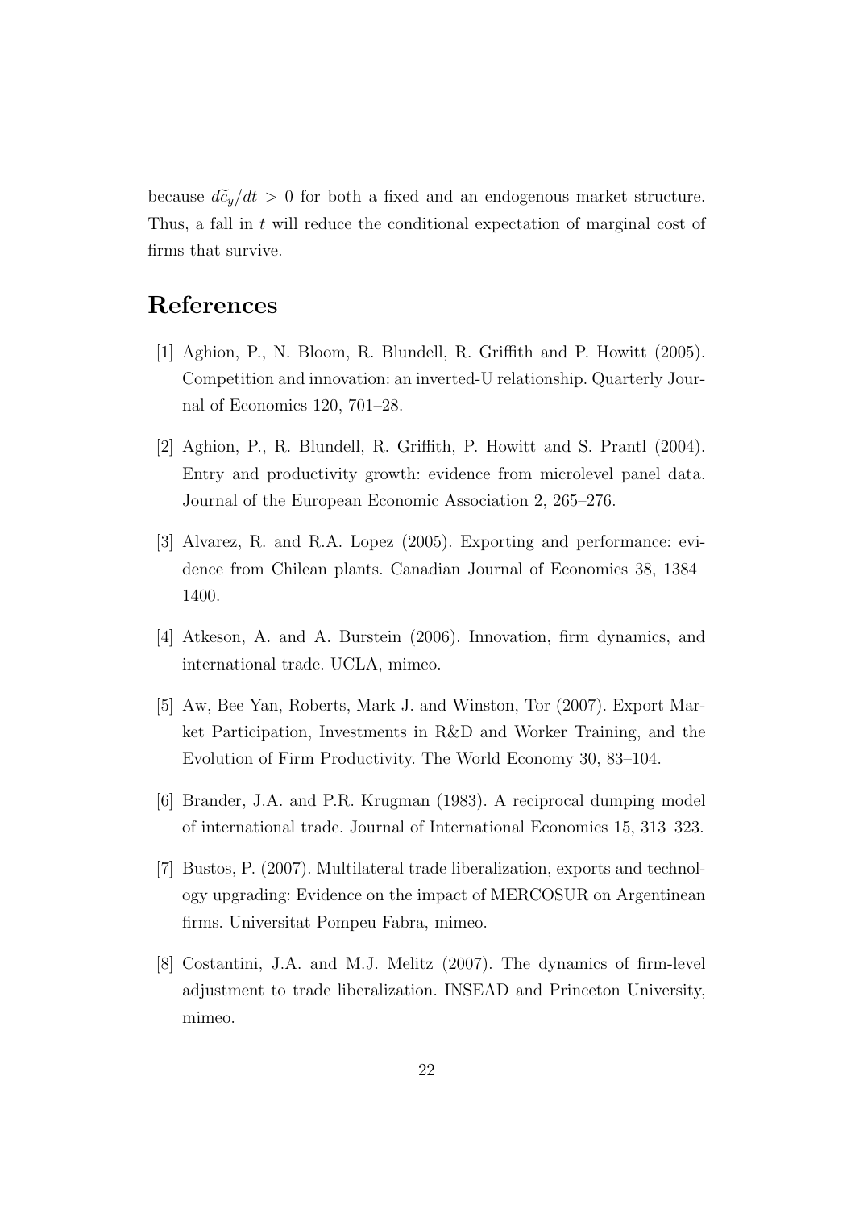because $d\widetilde{c}_y/dt > 0$ for both a fixed and an endogenous market structure. Thus, a fall in $t$ will reduce the conditional expectation of marginal cost of firms that survive.

# References

[1] Aghion, P., N. Bloom, R. Blundell, R. Griffith and P. Howitt (2005). Competition and innovation: an inverted-U relationship. Quarterly Journal of Economics 120, 701–28.

[2] Aghion, P., R. Blundell, R. Griffith, P. Howitt and S. Prantl (2004). Entry and productivity growth: evidence from microlevel panel data. Journal of the European Economic Association 2, 265–276.

[3] Alvarez, R. and R.A. Lopez (2005). Exporting and performance: evidence from Chilean plants. Canadian Journal of Economics 38, 1384–1400.

[4] Atkeson, A. and A. Burstein (2006). Innovation, firm dynamics, and international trade. UCLA, mimeo.

[5] Aw, Bee Yan, Roberts, Mark J. and Winston, Tor (2007). Export Market Participation, Investments in R&D and Worker Training, and the Evolution of Firm Productivity. The World Economy 30, 83–104.

[6] Brander, J.A. and P.R. Krugman (1983). A reciprocal dumping model of international trade. Journal of International Economics 15, 313–323.

[7] Bustos, P. (2007). Multilateral trade liberalization, exports and technology upgrading: Evidence on the impact of MERCOSUR on Argentinean firms. Universitat Pompeu Fabra, mimeo.

[8] Costantini, J.A. and M.J. Melitz (2007). The dynamics of firm-level adjustment to trade liberalization. INSEAD and Princeton University, mimeo.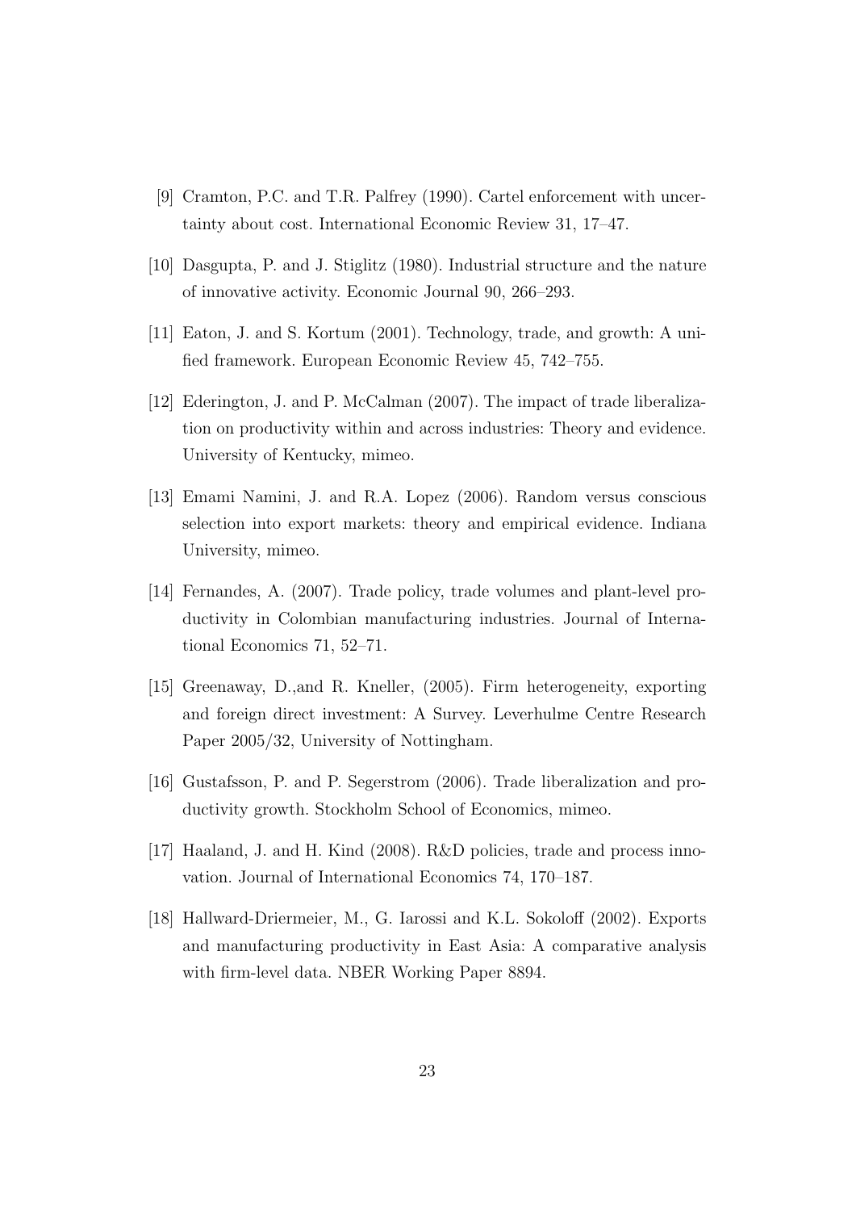[9] Cramton, P.C. and T.R. Palfrey (1990). Cartel enforcement with uncertainty about cost. International Economic Review 31, 17–47.

[10] Dasgupta, P. and J. Stiglitz (1980). Industrial structure and the nature of innovative activity. Economic Journal 90, 266–293.

[11] Eaton, J. and S. Kortum (2001). Technology, trade, and growth: A unified framework. European Economic Review 45, 742–755.

[12] Ederington, J. and P. McCalman (2007). The impact of trade liberalization on productivity within and across industries: Theory and evidence. University of Kentucky, mimeo.

[13] Emami Namini, J. and R.A. Lopez (2006). Random versus conscious selection into export markets: theory and empirical evidence. Indiana University, mimeo.

[14] Fernandes, A. (2007). Trade policy, trade volumes and plant-level productivity in Colombian manufacturing industries. Journal of International Economics 71, 52–71.

[15] Greenaway, D.,and R. Kneller, (2005). Firm heterogeneity, exporting and foreign direct investment: A Survey. Leverhulme Centre Research Paper 2005/32, University of Nottingham.

[16] Gustafsson, P. and P. Segerstrom (2006). Trade liberalization and productivity growth. Stockholm School of Economics, mimeo.

[17] Haaland, J. and H. Kind (2008). R&D policies, trade and process innovation. Journal of International Economics 74, 170–187.

[18] Hallward-Driermeier, M., G. Iarossi and K.L. Sokoloff (2002). Exports and manufacturing productivity in East Asia: A comparative analysis with firm-level data. NBER Working Paper 8894.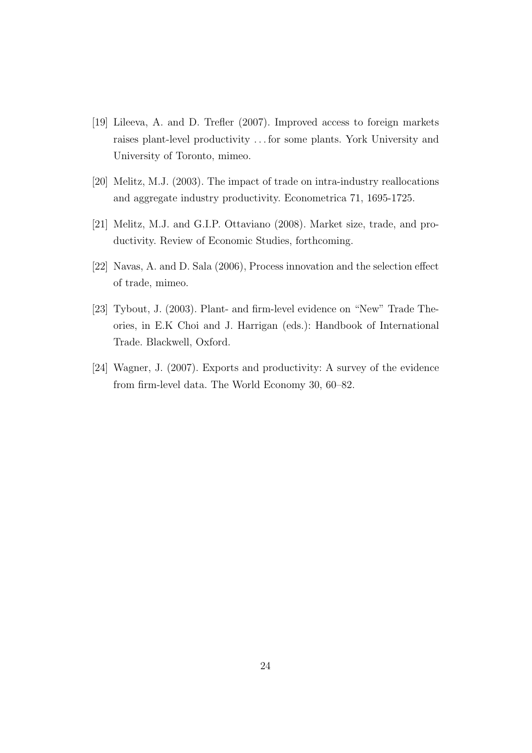[19] Lileeva, A. and D. Trefler (2007). Improved access to foreign markets raises plant-level productivity . . . for some plants. York University and University of Toronto, mimeo.

[20] Melitz, M.J. (2003). The impact of trade on intra-industry reallocations and aggregate industry productivity. Econometrica 71, 1695-1725.

[21] Melitz, M.J. and G.I.P. Ottaviano (2008). Market size, trade, and productivity. Review of Economic Studies, forthcoming.

[22] Navas, A. and D. Sala (2006), Process innovation and the selection effect of trade, mimeo.

[23] Tybout, J. (2003). Plant- and firm-level evidence on "New" Trade Theories, in E.K Choi and J. Harrigan (eds.): Handbook of International Trade. Blackwell, Oxford.

[24] Wagner, J. (2007). Exports and productivity: A survey of the evidence from firm-level data. The World Economy 30, 60–82.